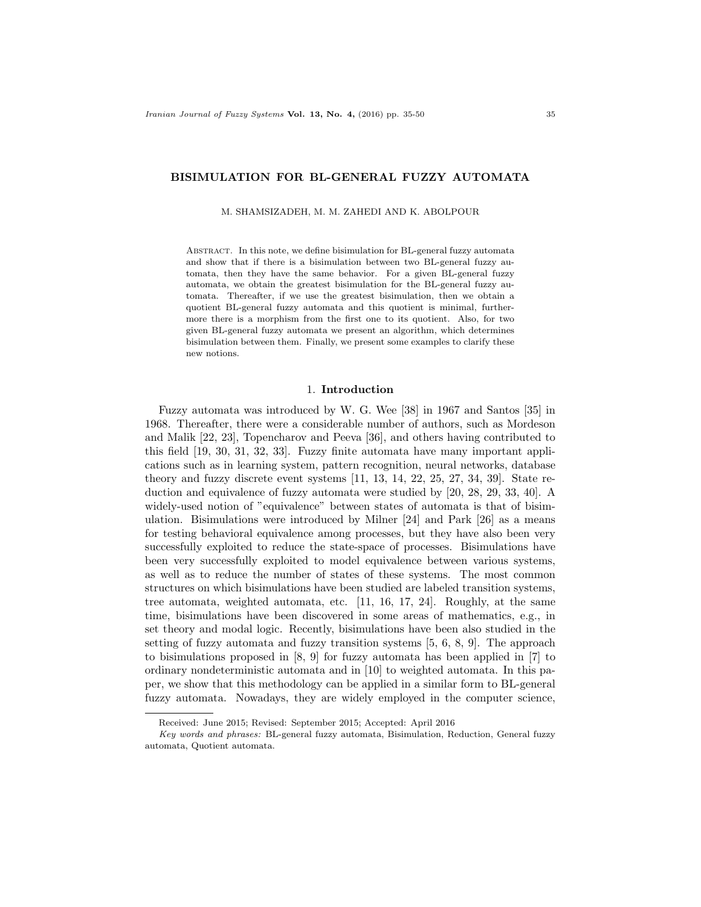# BISIMULATION FOR BL-GENERAL FUZZY AUTOMATA

M. SHAMSIZADEH, M. M. ZAHEDI AND K. ABOLPOUR

Abstract. In this note, we define bisimulation for BL-general fuzzy automata and show that if there is a bisimulation between two BL-general fuzzy automata, then they have the same behavior. For a given BL-general fuzzy automata, we obtain the greatest bisimulation for the BL-general fuzzy automata. Thereafter, if we use the greatest bisimulation, then we obtain a quotient BL-general fuzzy automata and this quotient is minimal, furthermore there is a morphism from the first one to its quotient. Also, for two given BL-general fuzzy automata we present an algorithm, which determines bisimulation between them. Finally, we present some examples to clarify these new notions.

## 1. Introduction

Fuzzy automata was introduced by W. G. Wee [38] in 1967 and Santos [35] in 1968. Thereafter, there were a considerable number of authors, such as Mordeson and Malik [22, 23], Topencharov and Peeva [36], and others having contributed to this field [19, 30, 31, 32, 33]. Fuzzy finite automata have many important applications such as in learning system, pattern recognition, neural networks, database theory and fuzzy discrete event systems [11, 13, 14, 22, 25, 27, 34, 39]. State reduction and equivalence of fuzzy automata were studied by [20, 28, 29, 33, 40]. A widely-used notion of "equivalence" between states of automata is that of bisimulation. Bisimulations were introduced by Milner [24] and Park [26] as a means for testing behavioral equivalence among processes, but they have also been very successfully exploited to reduce the state-space of processes. Bisimulations have been very successfully exploited to model equivalence between various systems, as well as to reduce the number of states of these systems. The most common structures on which bisimulations have been studied are labeled transition systems, tree automata, weighted automata, etc. [11, 16, 17, 24]. Roughly, at the same time, bisimulations have been discovered in some areas of mathematics, e.g., in set theory and modal logic. Recently, bisimulations have been also studied in the setting of fuzzy automata and fuzzy transition systems [5, 6, 8, 9]. The approach to bisimulations proposed in [8, 9] for fuzzy automata has been applied in [7] to ordinary nondeterministic automata and in [10] to weighted automata. In this paper, we show that this methodology can be applied in a similar form to BL-general fuzzy automata. Nowadays, they are widely employed in the computer science,

---

Received: June 2015; Revised: September 2015; Accepted: April 2016

*Key words and phrases:* BL-general fuzzy automata, Bisimulation, Reduction, General fuzzy automata, Quotient automata.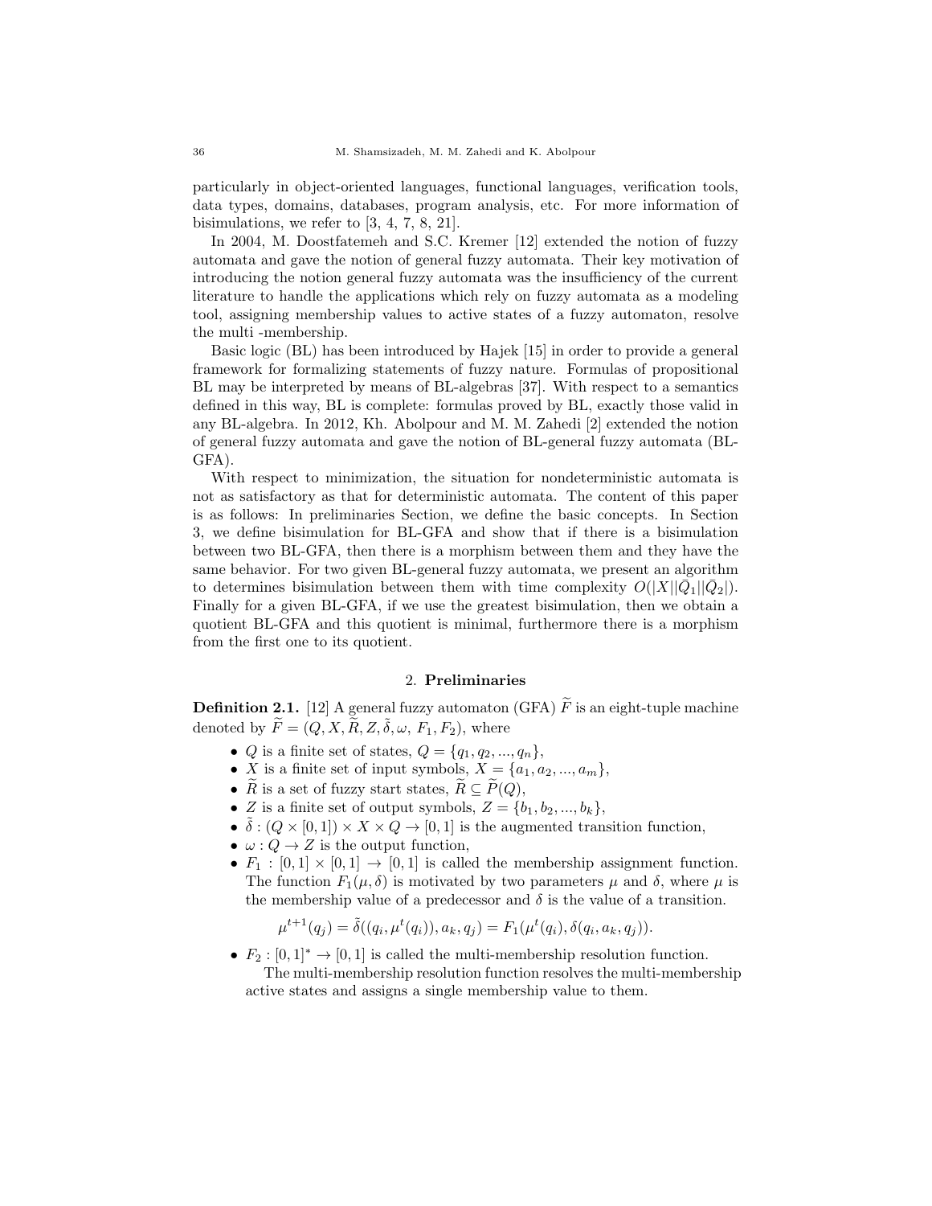particularly in object-oriented languages, functional languages, verification tools, data types, domains, databases, program analysis, etc. For more information of bisimulations, we refer to [3, 4, 7, 8, 21].

In 2004, M. Doostfatemeh and S.C. Kremer [12] extended the notion of fuzzy automata and gave the notion of general fuzzy automata. Their key motivation of introducing the notion general fuzzy automata was the insufficiency of the current literature to handle the applications which rely on fuzzy automata as a modeling tool, assigning membership values to active states of a fuzzy automaton, resolve the multi -membership.

Basic logic (BL) has been introduced by Hajek [15] in order to provide a general framework for formalizing statements of fuzzy nature. Formulas of propositional BL may be interpreted by means of BL-algebras [37]. With respect to a semantics defined in this way, BL is complete: formulas proved by BL, exactly those valid in any BL-algebra. In 2012, Kh. Abolpour and M. M. Zahedi [2] extended the notion of general fuzzy automata and gave the notion of BL-general fuzzy automata (BL-GFA).

With respect to minimization, the situation for nondeterministic automata is not as satisfactory as that for deterministic automata. The content of this paper is as follows: In preliminaries Section, we define the basic concepts. In Section 3, we define bisimulation for BL-GFA and show that if there is a bisimulation between two BL-GFA, then there is a morphism between them and they have the same behavior. For two given BL-general fuzzy automata, we present an algorithm to determines bisimulation between them with time complexity $O(|X||\bar{Q}_1||\bar{Q}_2|)$. Finally for a given BL-GFA, if we use the greatest bisimulation, then we obtain a quotient BL-GFA and this quotient is minimal, furthermore there is a morphism from the first one to its quotient.

## 2. Preliminaries

**Definition 2.1.** [12] A general fuzzy automaton (GFA) $\widetilde{F}$ is an eight-tuple machine denoted by $\widetilde{F} = (Q, X, \widetilde{R}, Z, \tilde{\delta}, \omega, F_1, F_2)$, where

- $Q$ is a finite set of states, $Q = \{q_1, q_2, ..., q_n\}$,
- $X$ is a finite set of input symbols, $X = \{a_1, a_2, ..., a_m\}$,
- $\widetilde{R}$ is a set of fuzzy start states, $\widetilde{R} \subseteq \widetilde{P}(Q)$,
- $Z$ is a finite set of output symbols, $Z = \{b_1, b_2, ..., b_k\}$,
- $\tilde{\delta} : (Q \times [0, 1]) \times X \times Q \to [0, 1]$ is the augmented transition function,
- $\omega : Q \to Z$ is the output function,
- $F_1 : [0, 1] \times [0, 1] \to [0, 1]$ is called the membership assignment function. The function $F_1(\mu, \delta)$ is motivated by two parameters $\mu$ and $\delta$, where $\mu$ is the membership value of a predecessor and $\delta$ is the value of a transition.

$$\mu^{t+1}(q_j) = \tilde{\delta}((q_i, \mu^t(q_i)), a_k, q_j) = F_1(\mu^t(q_i), \delta(q_i, a_k, q_j)).$$

- $F_2 : [0, 1]^* \to [0, 1]$ is called the multi-membership resolution function.
  The multi-membership resolution function resolves the multi-membership active states and assigns a single membership value to them.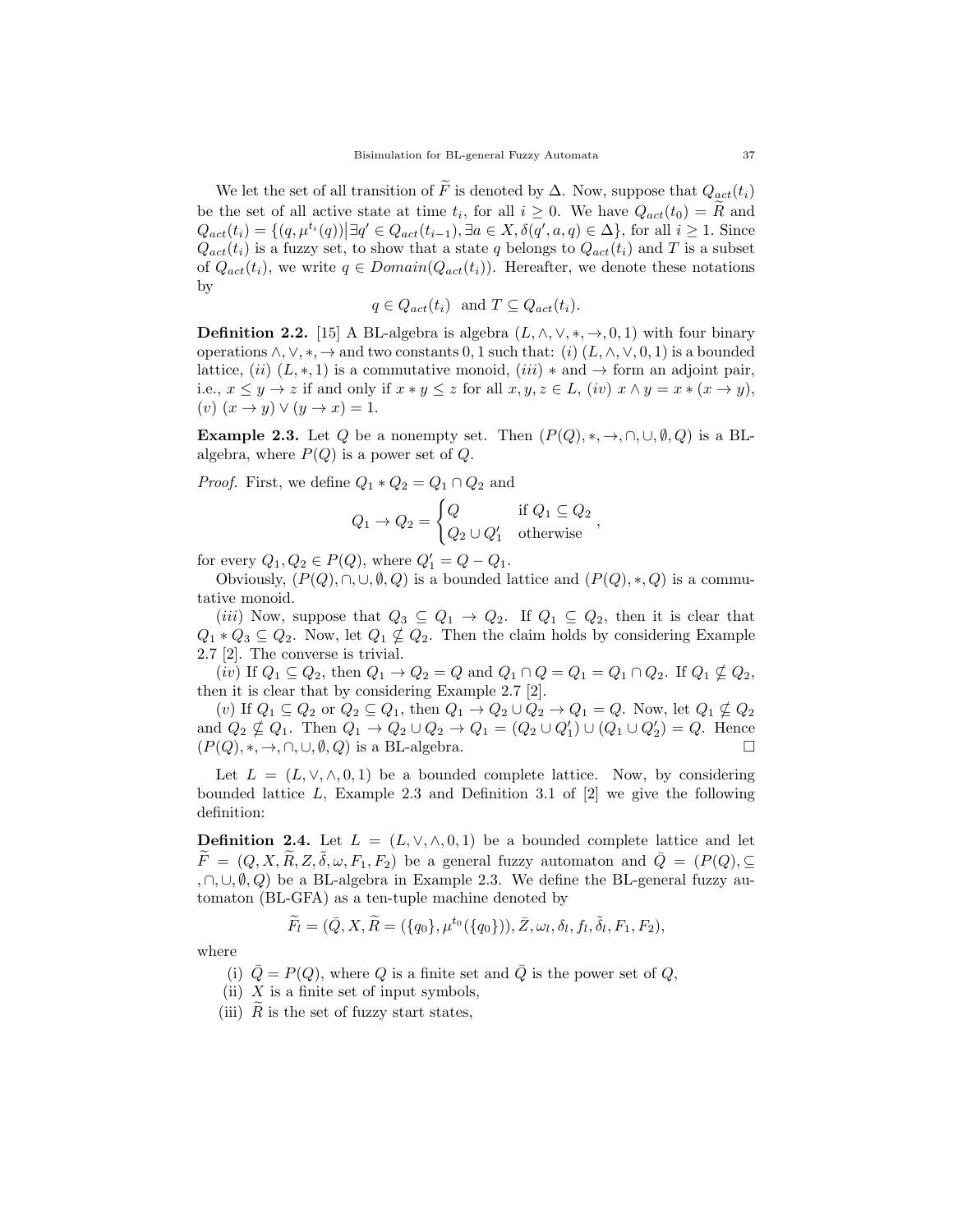We let the set of all transition of $\widetilde{F}$ is denoted by $\Delta$. Now, suppose that $Q_{act}(t_i)$ be the set of all active state at time $t_i$, for all $i \geq 0$. We have $Q_{act}(t_0) = \widetilde{R}$ and $Q_{act}(t_i) = \{(q, \mu^{t_i}(q)) \big| \exists q' \in Q_{act}(t_{i-1}), \exists a \in X, \delta(q', a, q) \in \Delta\}$, for all $i \geq 1$. Since $Q_{act}(t_i)$ is a fuzzy set, to show that a state $q$ belongs to $Q_{act}(t_i)$ and $T$ is a subset of $Q_{act}(t_i)$, we write $q \in Domain(Q_{act}(t_i))$. Hereafter, we denote these notations by

$$q \in Q_{act}(t_i) \ \text{ and } T \subseteq Q_{act}(t_i).$$

**Definition 2.2.** [15] A BL-algebra is algebra $(L, \wedge, \vee, *, \rightarrow, 0, 1)$ with four binary operations $\wedge, \vee, *, \rightarrow$ and two constants $0, 1$ such that: $(i)$ $(L, \wedge, \vee, 0, 1)$ is a bounded lattice, $(ii)$ $(L, *, 1)$ is a commutative monoid, $(iii)$ $*$ and $\rightarrow$ form an adjoint pair, i.e., $x \leq y \rightarrow z$ if and only if $x * y \leq z$ for all $x, y, z \in L$, $(iv)$ $x \wedge y = x * (x \rightarrow y)$, $(v)$ $(x \rightarrow y) \vee (y \rightarrow x) = 1$.

**Example 2.3.** Let $Q$ be a nonempty set. Then $(P(Q), *, \rightarrow, \cap, \cup, \emptyset, Q)$ is a BL-algebra, where $P(Q)$ is a power set of $Q$.

*Proof.* First, we define $Q_1 * Q_2 = Q_1 \cap Q_2$ and

$$Q_1 \rightarrow Q_2 = \begin{cases} Q & \text{if } Q_1 \subseteq Q_2 \\ Q_2 \cup Q_1' & \text{otherwise} \end{cases},$$

for every $Q_1, Q_2 \in P(Q)$, where $Q_1' = Q - Q_1$.

Obviously, $(P(Q), \cap, \cup, \emptyset, Q)$ is a bounded lattice and $(P(Q), *, Q)$ is a commutative monoid.

$(iii)$ Now, suppose that $Q_3 \subseteq Q_1 \rightarrow Q_2$. If $Q_1 \subseteq Q_2$, then it is clear that $Q_1 * Q_3 \subseteq Q_2$. Now, let $Q_1 \nsubseteq Q_2$. Then the claim holds by considering Example 2.7 [2]. The converse is trivial.

$(iv)$ If $Q_1 \subseteq Q_2$, then $Q_1 \rightarrow Q_2 = Q$ and $Q_1 \cap Q = Q_1 = Q_1 \cap Q_2$. If $Q_1 \nsubseteq Q_2$, then it is clear that by considering Example 2.7 [2].

$(v)$ If $Q_1 \subseteq Q_2$ or $Q_2 \subseteq Q_1$, then $Q_1 \rightarrow Q_2 \cup Q_2 \rightarrow Q_1 = Q$. Now, let $Q_1 \nsubseteq Q_2$ and $Q_2 \nsubseteq Q_1$. Then $Q_1 \rightarrow Q_2 \cup Q_2 \rightarrow Q_1 = (Q_2 \cup Q_1') \cup (Q_1 \cup Q_2') = Q$. Hence $(P(Q), *, \rightarrow, \cap, \cup, \emptyset, Q)$ is a BL-algebra. $\square$

Let $L = (L, \vee, \wedge, 0, 1)$ be a bounded complete lattice. Now, by considering bounded lattice $L$, Example 2.3 and Definition 3.1 of [2] we give the following definition:

**Definition 2.4.** Let $L = (L, \vee, \wedge, 0, 1)$ be a bounded complete lattice and let $\widetilde{F} = (Q, X, \widetilde{R}, Z, \tilde{\delta}, \omega, F_1, F_2)$ be a general fuzzy automaton and $\bar{Q} = (P(Q), \subseteq, \cap, \cup, \emptyset, Q)$ be a BL-algebra in Example 2.3. We define the BL-general fuzzy automaton (BL-GFA) as a ten-tuple machine denoted by

$$\widetilde{F}_l = (\bar{Q}, X, \widetilde{R} = (\{q_0\}, \mu^{t_0}(\{q_0\})), \bar{Z}, \omega_l, \delta_l, f_l, \tilde{\delta}_l, F_1, F_2),$$

where

(i) $\bar{Q} = P(Q)$, where $Q$ is a finite set and $\bar{Q}$ is the power set of $Q$,

(ii) $X$ is a finite set of input symbols,

(iii) $\widetilde{R}$ is the set of fuzzy start states,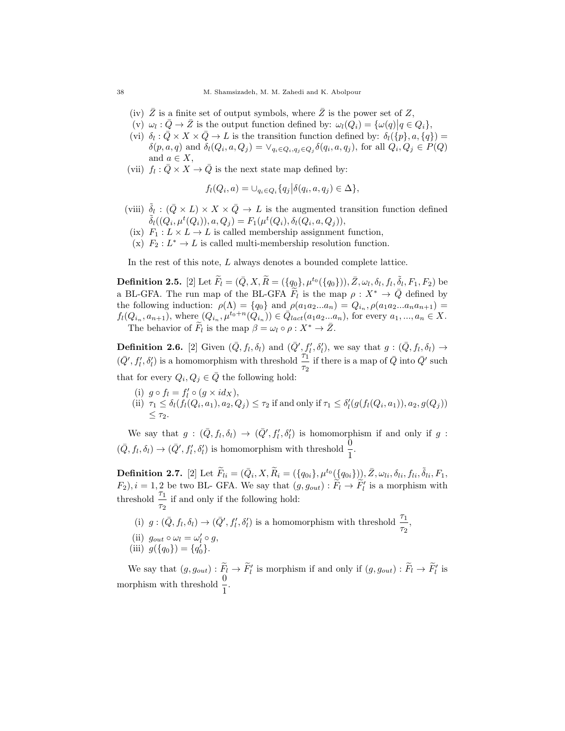(iv) $\bar{Z}$ is a finite set of output symbols, where $\bar{Z}$ is the power set of $Z$,

(v) $\omega_l : \bar{Q} \to \bar{Z}$ is the output function defined by: $\omega_l(Q_i) = \{\omega(q) \big| q \in Q_i\}$,

(vi) $\delta_l : \bar{Q} \times X \times \bar{Q} \to L$ is the transition function defined by: $\delta_l(\{p\}, a, \{q\}) = \delta(p, a, q)$ and $\delta_l(Q_i, a, Q_j) = \vee_{q_i \in Q_i, q_j \in Q_j} \delta(q_i, a, q_j)$, for all $Q_i, Q_j \in P(Q)$ and $a \in X$,

(vii) $f_l : \bar{Q} \times X \to \bar{Q}$ is the next state map defined by:

$$f_l(Q_i, a) = \cup_{q_i \in Q_i} \{q_j \big| \delta(q_i, a, q_j) \in \Delta\},$$

(viii) $\tilde{\delta}_l : (\bar{Q} \times L) \times X \times \bar{Q} \to L$ is the augmented transition function defined $\tilde{\delta}_l((Q_i, \mu^t(Q_i)), a, Q_j) = F_1(\mu^t(Q_i), \delta_l(Q_i, a, Q_j))$,

(ix) $F_1 : L \times L \to L$ is called membership assignment function,

(x) $F_2 : L^* \to L$ is called multi-membership resolution function.

In the rest of this note, $L$ always denotes a bounded complete lattice.

**Definition 2.5.** [2] Let $\widetilde{F}_l = (\bar{Q}, X, \widetilde{R} = (\{q_0\}, \mu^{t_0}(\{q_0\})), \bar{Z}, \omega_l, \delta_l, f_l, \tilde{\delta}_l, F_1, F_2)$ be a BL-GFA. The run map of the BL-GFA $\widetilde{F}_l$ is the map $\rho : X^* \to \bar{Q}$ defined by the following induction: $\rho(\Lambda) = \{q_0\}$ and $\rho(a_1 a_2 \ldots a_n) = Q_{i_n}, \rho(a_1 a_2 \ldots a_n a_{n+1}) = f_l(Q_{i_n}, a_{n+1})$, where $(Q_{i_n}, \mu^{t_0+n}(Q_{i_n})) \in \bar{Q}_{lact}(a_1 a_2 \ldots a_n)$, for every $a_1, \ldots, a_n \in X$.

The behavior of $\widetilde{F}_l$ is the map $\beta = \omega_l \circ \rho : X^* \to \bar{Z}$.

**Definition 2.6.** [2] Given $(\bar{Q}, f_l, \delta_l)$ and $(\bar{Q}', f_l', \delta_l')$, we say that $g : (\bar{Q}, f_l, \delta_l) \to (\bar{Q}', f_l', \delta_l')$ is a homomorphism with threshold $\dfrac{\tau_1}{\tau_2}$ if there is a map of $\bar{Q}$ into $\bar{Q}'$ such that for every $Q_i, Q_j \in \bar{Q}$ the following hold:

(i) $g \circ f_l = f_l' \circ (g \times id_X)$,

(ii) $\tau_1 \leq \delta_l(f_l(Q_i, a_1), a_2, Q_j) \leq \tau_2$ if and only if $\tau_1 \leq \delta_l'(g(f_l(Q_i, a_1)), a_2, g(Q_j)) \leq \tau_2$.

We say that $g : (\bar{Q}, f_l, \delta_l) \to (\bar{Q}', f_l', \delta_l')$ is homomorphism if and only if $g : (\bar{Q}, f_l, \delta_l) \to (\bar{Q}', f_l', \delta_l')$ is homomorphism with threshold $\dfrac{0}{1}$.

**Definition 2.7.** [2] Let $\widetilde{F}_{li} = (\bar{Q}_i, X, \widetilde{R}_i = (\{q_{0i}\}, \mu^{t_0}(\{q_{0i}\})), \bar{Z}, \omega_{li}, \delta_{li}, f_{li}, \tilde{\delta}_{li}, F_1, F_2), i = 1, 2$ be two BL- GFA. We say that $(g, g_{out}) : \widetilde{F}_l \to \widetilde{F}_l'$ is a morphism with threshold $\dfrac{\tau_1}{\tau_2}$ if and only if the following hold:

(i) $g : (\bar{Q}, f_l, \delta_l) \to (\bar{Q}', f_l', \delta_l')$ is a homomorphism with threshold $\dfrac{\tau_1}{\tau_2}$,

(ii) $g_{out} \circ \omega_l = \omega_l' \circ g$,

(iii) $g(\{q_0\}) = \{q_0'\}$.

We say that $(g, g_{out}) : \widetilde{F}_l \to \widetilde{F}_l'$ is morphism if and only if $(g, g_{out}) : \widetilde{F}_l \to \widetilde{F}_l'$ is morphism with threshold $\dfrac{0}{1}$.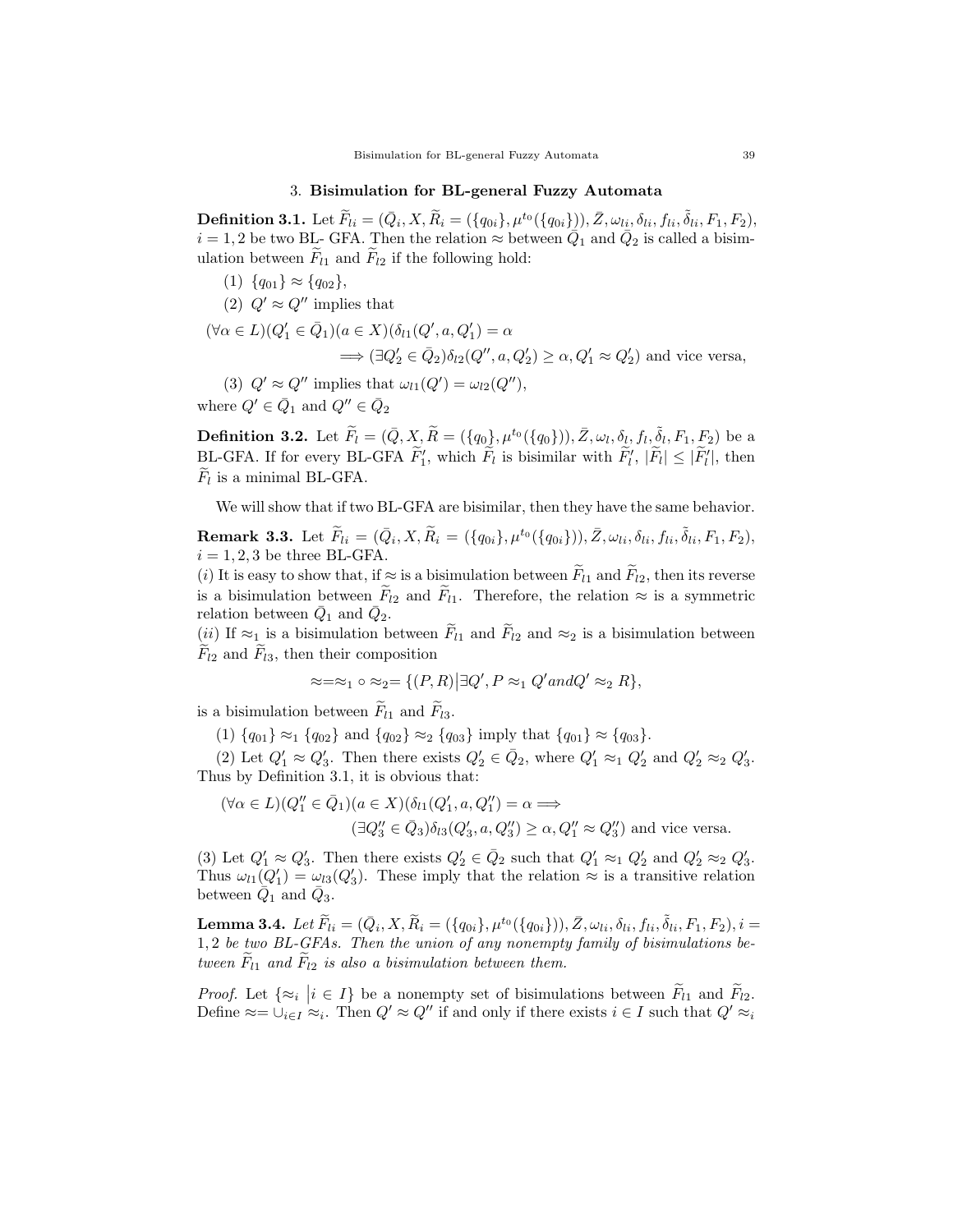## 3. **Bisimulation for BL-general Fuzzy Automata**

**Definition 3.1.** Let $\widetilde{F}_{li} = (\bar{Q}_i, X, \widetilde{R}_i = (\{q_{0i}\}, \mu^{t_0}(\{q_{0i}\})), \bar{Z}, \omega_{li}, \delta_{li}, f_{li}, \tilde{\delta}_{li}, F_1, F_2)$, $i = 1, 2$ be two BL- GFA. Then the relation $\approx$ between $\bar{Q}_1$ and $\bar{Q}_2$ is called a bisimulation between $\widetilde{F}_{l1}$ and $\widetilde{F}_{l2}$ if the following hold:

(1) $\{q_{01}\} \approx \{q_{02}\}$,

(2) $Q' \approx Q''$ implies that

$$(\forall \alpha \in L)(Q'_1 \in \bar{Q}_1)(a \in X)(\delta_{l1}(Q', a, Q'_1) = \alpha$$
$$\Longrightarrow (\exists Q'_2 \in \bar{Q}_2)\delta_{l2}(Q'', a, Q'_2) \geq \alpha, Q'_1 \approx Q'_2) \text{ and vice versa,}$$

(3) $Q' \approx Q''$ implies that $\omega_{l1}(Q') = \omega_{l2}(Q'')$,

where $Q' \in \bar{Q}_1$ and $Q'' \in \bar{Q}_2$

**Definition 3.2.** Let $\widetilde{F}_l = (\bar{Q}, X, \widetilde{R} = (\{q_0\}, \mu^{t_0}(\{q_0\})), \bar{Z}, \omega_l, \delta_l, f_l, \tilde{\delta}_l, F_1, F_2)$ be a BL-GFA. If for every BL-GFA $\widetilde{F}'_l$, which $\widetilde{F}_l$ is bisimilar with $\widetilde{F}'_l$, $|\widetilde{F}_l| \leq |\widetilde{F}'_l|$, then $\widetilde{F}_l$ is a minimal BL-GFA.

We will show that if two BL-GFA are bisimilar, then they have the same behavior.

**Remark 3.3.** Let $\widetilde{F}_{li} = (\bar{Q}_i, X, \widetilde{R}_i = (\{q_{0i}\}, \mu^{t_0}(\{q_{0i}\})), \bar{Z}, \omega_{li}, \delta_{li}, f_{li}, \tilde{\delta}_{li}, F_1, F_2)$, $i = 1, 2, 3$ be three BL-GFA.

$(i)$ It is easy to show that, if $\approx$ is a bisimulation between $\widetilde{F}_{l1}$ and $\widetilde{F}_{l2}$, then its reverse is a bisimulation between $\widetilde{F}_{l2}$ and $\widetilde{F}_{l1}$. Therefore, the relation $\approx$ is a symmetric relation between $\bar{Q}_1$ and $\bar{Q}_2$.

$(ii)$ If $\approx_1$ is a bisimulation between $\widetilde{F}_{l1}$ and $\widetilde{F}_{l2}$ and $\approx_2$ is a bisimulation between $\widetilde{F}_{l2}$ and $\widetilde{F}_{l3}$, then their composition

$$\approx = \approx_1 \circ \approx_2 = \{(P, R) \big| \exists Q', P \approx_1 Q' and Q' \approx_2 R\},$$

is a bisimulation between $\widetilde{F}_{l1}$ and $\widetilde{F}_{l3}$.

(1) $\{q_{01}\} \approx_1 \{q_{02}\}$ and $\{q_{02}\} \approx_2 \{q_{03}\}$ imply that $\{q_{01}\} \approx \{q_{03}\}$.

(2) Let $Q'_1 \approx Q'_3$. Then there exists $Q'_2 \in \bar{Q}_2$, where $Q'_1 \approx_1 Q'_2$ and $Q'_2 \approx_2 Q'_3$. Thus by Definition 3.1, it is obvious that:

$$(\forall \alpha \in L)(Q''_1 \in \bar{Q}_1)(a \in X)(\delta_{l1}(Q'_1, a, Q''_1) = \alpha \Longrightarrow$$
$$(\exists Q''_3 \in \bar{Q}_3)\delta_{l3}(Q'_3, a, Q''_3) \geq \alpha, Q''_1 \approx Q''_3) \text{ and vice versa.}$$

(3) Let $Q'_1 \approx Q'_3$. Then there exists $Q'_2 \in \bar{Q}_2$ such that $Q'_1 \approx_1 Q'_2$ and $Q'_2 \approx_2 Q'_3$. Thus $\omega_{l1}(Q'_1) = \omega_{l3}(Q'_3)$. These imply that the relation $\approx$ is a transitive relation between $\bar{Q}_1$ and $\bar{Q}_3$.

**Lemma 3.4.** *Let $\widetilde{F}_{li} = (\bar{Q}_i, X, \widetilde{R}_i = (\{q_{0i}\}, \mu^{t_0}(\{q_{0i}\})), \bar{Z}, \omega_{li}, \delta_{li}, f_{li}, \tilde{\delta}_{li}, F_1, F_2), i = 1, 2$ be two BL-GFAs. Then the union of any nonempty family of bisimulations between $\widetilde{F}_{l1}$ and $\widetilde{F}_{l2}$ is also a bisimulation between them.*

*Proof.* Let $\{\approx_i \big| i \in I\}$ be a nonempty set of bisimulations between $\widetilde{F}_{l1}$ and $\widetilde{F}_{l2}$. Define $\approx = \cup_{i \in I} \approx_i$. Then $Q' \approx Q''$ if and only if there exists $i \in I$ such that $Q' \approx_i$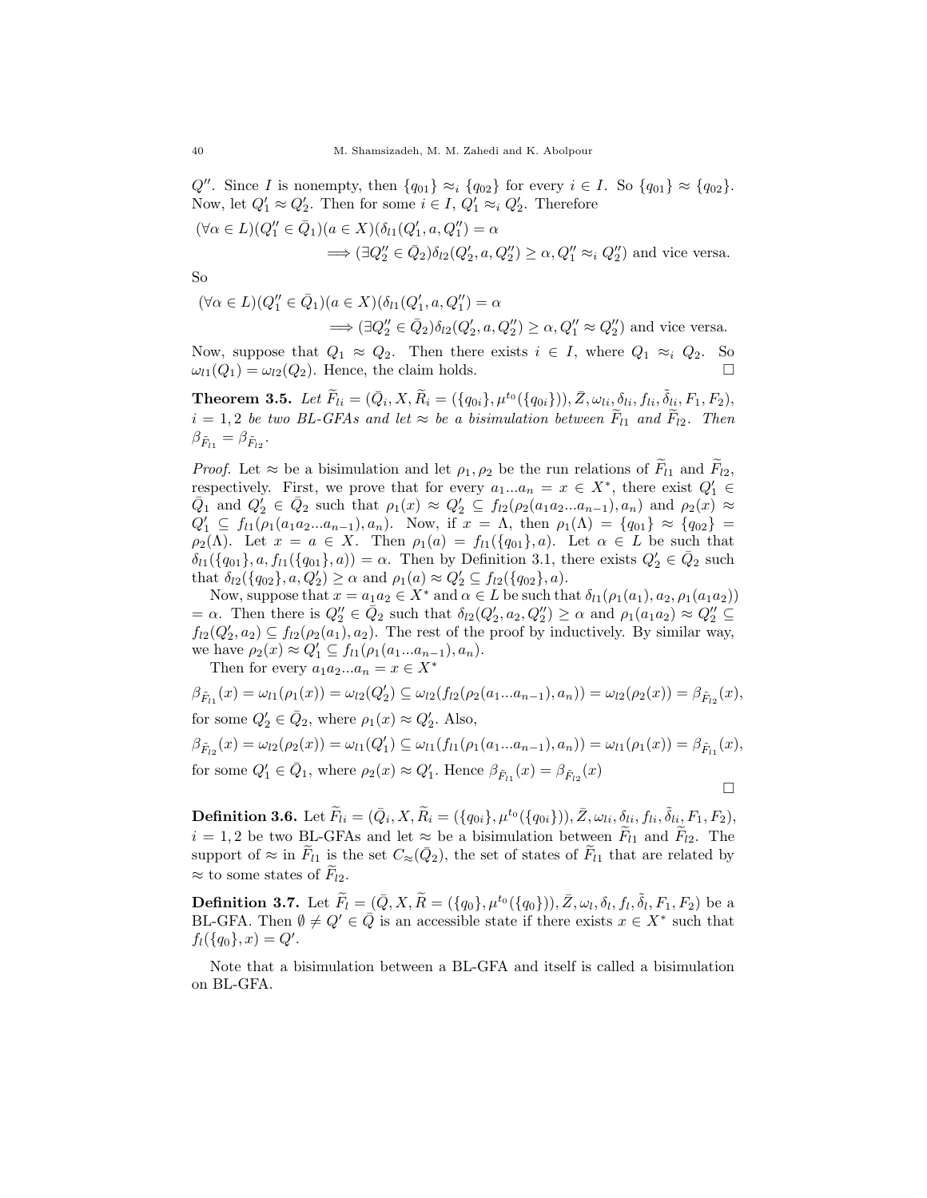$Q''$. Since $I$ is nonempty, then $\{q_{01}\} \approx_i \{q_{02}\}$ for every $i \in I$. So $\{q_{01}\} \approx \{q_{02}\}$. Now, let $Q'_1 \approx Q'_2$. Then for some $i \in I$, $Q'_1 \approx_i Q'_2$. Therefore

$$(\forall \alpha \in L)(Q''_1 \in \bar{Q}_1)(a \in X)(\delta_{l1}(Q'_1, a, Q''_1) = \alpha$$
$$\Longrightarrow (\exists Q''_2 \in \bar{Q}_2)\delta_{l2}(Q'_2, a, Q''_2) \geq \alpha, Q''_1 \approx_i Q''_2) \text{ and vice versa.}$$

So

$$(\forall \alpha \in L)(Q''_1 \in \bar{Q}_1)(a \in X)(\delta_{l1}(Q'_1, a, Q''_1) = \alpha$$
$$\Longrightarrow (\exists Q''_2 \in \bar{Q}_2)\delta_{l2}(Q'_2, a, Q''_2) \geq \alpha, Q''_1 \approx Q''_2) \text{ and vice versa.}$$

Now, suppose that $Q_1 \approx Q_2$. Then there exists $i \in I$, where $Q_1 \approx_i Q_2$. So $\omega_{l1}(Q_1) = \omega_{l2}(Q_2)$. Hence, the claim holds. □

**Theorem 3.5.** *Let $\widetilde{F}_{li} = (\bar{Q}_i, X, \widetilde{R}_i = (\{q_{0i}\}, \mu^{t_0}(\{q_{0i}\})), \bar{Z}, \omega_{li}, \delta_{li}, f_{li}, \tilde{\delta}_{li}, F_1, F_2)$, $i = 1, 2$ be two BL-GFAs and let $\approx$ be a bisimulation between $\widetilde{F}_{l1}$ and $\widetilde{F}_{l2}$. Then $\beta_{\tilde{F}_{l1}} = \beta_{\tilde{F}_{l2}}$.*

*Proof.* Let $\approx$ be a bisimulation and let $\rho_1, \rho_2$ be the run relations of $\widetilde{F}_{l1}$ and $\widetilde{F}_{l2}$, respectively. First, we prove that for every $a_1...a_n = x \in X^*$, there exist $Q'_1 \in \bar{Q}_1$ and $Q'_2 \in \bar{Q}_2$ such that $\rho_1(x) \approx Q'_2 \subseteq f_{l2}(\rho_2(a_1a_2...a_{n-1}), a_n)$ and $\rho_2(x) \approx Q'_1 \subseteq f_{l1}(\rho_1(a_1a_2...a_{n-1}), a_n)$. Now, if $x = \Lambda$, then $\rho_1(\Lambda) = \{q_{01}\} \approx \{q_{02}\} = \rho_2(\Lambda)$. Let $x = a \in X$. Then $\rho_1(a) = f_{l1}(\{q_{01}\}, a)$. Let $\alpha \in L$ be such that $\delta_{l1}(\{q_{01}\}, a, f_{l1}(\{q_{01}\}, a)) = \alpha$. Then by Definition 3.1, there exists $Q'_2 \in \bar{Q}_2$ such that $\delta_{l2}(\{q_{02}\}, a, Q'_2) \geq \alpha$ and $\rho_1(a) \approx Q'_2 \subseteq f_{l2}(\{q_{02}\}, a)$.

Now, suppose that $x = a_1a_2 \in X^*$ and $\alpha \in L$ be such that $\delta_{l1}(\rho_1(a_1), a_2, \rho_1(a_1a_2)) = \alpha$. Then there is $Q''_2 \in \bar{Q}_2$ such that $\delta_{l2}(Q'_2, a_2, Q''_2) \geq \alpha$ and $\rho_1(a_1a_2) \approx Q''_2 \subseteq f_{l2}(Q'_2, a_2) \subseteq f_{l2}(\rho_2(a_1), a_2)$. The rest of the proof by inductively. By similar way, we have $\rho_2(x) \approx Q'_1 \subseteq f_{l1}(\rho_1(a_1...a_{n-1}), a_n)$.

Then for every $a_1a_2...a_n = x \in X^*$

$$\beta_{\tilde{F}_{l1}}(x) = \omega_{l1}(\rho_1(x)) = \omega_{l2}(Q'_2) \subseteq \omega_{l2}(f_{l2}(\rho_2(a_1...a_{n-1}), a_n)) = \omega_{l2}(\rho_2(x)) = \beta_{\tilde{F}_{l2}}(x),$$

for some $Q'_2 \in \bar{Q}_2$, where $\rho_1(x) \approx Q'_2$. Also,

$$\beta_{\tilde{F}_{l2}}(x) = \omega_{l2}(\rho_2(x)) = \omega_{l1}(Q'_1) \subseteq \omega_{l1}(f_{l1}(\rho_1(a_1...a_{n-1}), a_n)) = \omega_{l1}(\rho_1(x)) = \beta_{\tilde{F}_{l1}}(x),$$

for some $Q'_1 \in \bar{Q}_1$, where $\rho_2(x) \approx Q'_1$. Hence $\beta_{\tilde{F}_{l1}}(x) = \beta_{\tilde{F}_{l2}}(x)$

□

**Definition 3.6.** Let $\widetilde{F}_{li} = (\bar{Q}_i, X, \widetilde{R}_i = (\{q_{0i}\}, \mu^{t_0}(\{q_{0i}\})), \bar{Z}, \omega_{li}, \delta_{li}, f_{li}, \tilde{\delta}_{li}, F_1, F_2)$, $i = 1, 2$ be two BL-GFAs and let $\approx$ be a bisimulation between $\widetilde{F}_{l1}$ and $\widetilde{F}_{l2}$. The support of $\approx$ in $\widetilde{F}_{l1}$ is the set $C_{\approx}(\bar{Q}_2)$, the set of states of $\widetilde{F}_{l1}$ that are related by $\approx$ to some states of $\widetilde{F}_{l2}$.

**Definition 3.7.** Let $\widetilde{F}_l = (\bar{Q}, X, \widetilde{R} = (\{q_0\}, \mu^{t_0}(\{q_0\})), \bar{Z}, \omega_l, \delta_l, f_l, \tilde{\delta}_l, F_1, F_2)$ be a BL-GFA. Then $\emptyset \neq Q' \in \bar{Q}$ is an accessible state if there exists $x \in X^*$ such that $f_l(\{q_0\}, x) = Q'$.

Note that a bisimulation between a BL-GFA and itself is called a bisimulation on BL-GFA.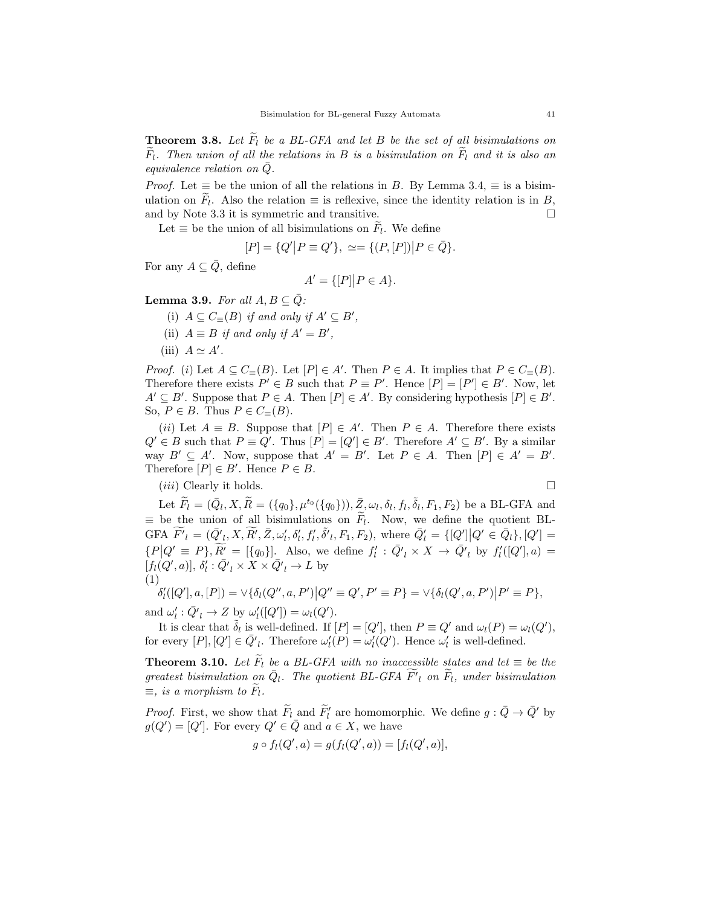**Theorem 3.8.** *Let $\widetilde{F}_l$ be a BL-GFA and let $B$ be the set of all bisimulations on $\widetilde{F}_l$. Then union of all the relations in $B$ is a bisimulation on $\widetilde{F}_l$ and it is also an equivalence relation on $\bar{Q}$.*

*Proof.* Let $\equiv$ be the union of all the relations in $B$. By Lemma 3.4, $\equiv$ is a bisimulation on $\widetilde{F}_l$. Also the relation $\equiv$ is reflexive, since the identity relation is in $B$, and by Note 3.3 it is symmetric and transitive. □

Let $\equiv$ be the union of all bisimulations on $\widetilde{F}_l$. We define

$$[P] = \{Q' \big| P \equiv Q'\}, \ \simeq = \{(P, [P]) \big| P \in \bar{Q}\}.$$

For any $A \subseteq \bar{Q}$, define

$$A' = \{[P] \big| P \in A\}.$$

**Lemma 3.9.** *For all $A, B \subseteq \bar{Q}$:*

(i) *$A \subseteq C_{\equiv}(B)$ if and only if $A' \subseteq B'$,*

(ii) *$A \equiv B$ if and only if $A' = B'$,*

(iii) *$A \simeq A'$.*

*Proof.* $(i)$ Let $A \subseteq C_{\equiv}(B)$. Let $[P] \in A'$. Then $P \in A$. It implies that $P \in C_{\equiv}(B)$. Therefore there exists $P' \in B$ such that $P \equiv P'$. Hence $[P] = [P'] \in B'$. Now, let $A' \subseteq B'$. Suppose that $P \in A$. Then $[P] \in A'$. By considering hypothesis $[P] \in B'$. So, $P \in B$. Thus $P \in C_{\equiv}(B)$.

$(ii)$ Let $A \equiv B$. Suppose that $[P] \in A'$. Then $P \in A$. Therefore there exists $Q' \in B$ such that $P \equiv Q'$. Thus $[P] = [Q'] \in B'$. Therefore $A' \subseteq B'$. By a similar way $B' \subseteq A'$. Now, suppose that $A' = B'$. Let $P \in A$. Then $[P] \in A' = B'$. Therefore $[P] \in B'$. Hence $P \in B$.

$(iii)$ Clearly it holds. □

Let $\widetilde{F}_l = (\bar{Q}_l, X, \widetilde{R} = (\{q_0\}, \mu^{t_0}(\{q_0\})), \bar{Z}, \omega_l, \delta_l, f_l, \tilde{\delta}_l, F_1, F_2)$ be a BL-GFA and $\equiv$ be the union of all bisimulations on $\widetilde{F}_l$. Now, we define the quotient BL-GFA $\widetilde{F'}_l = (\bar{Q'}_l, X, \widetilde{R'}, \bar{Z}, \omega'_l, \delta'_l, f'_l, \tilde{\delta'}_l, F_1, F_2)$, where $\bar{Q}'_l = \{[Q'] \big| Q' \in \bar{Q}_l\}, [Q'] = \{P \big| Q' \equiv P\}, \widetilde{R'} = [\{q_0\}]$. Also, we define $f'_l : \bar{Q'}_l \times X \to \bar{Q'}_l$ by $f'_l([Q'], a) = [f_l(Q', a)]$, $\delta'_l : \bar{Q'}_l \times X \times \bar{Q'}_l \to L$ by

(1)

$$\delta'_l([Q'], a, [P]) = \vee\{\delta_l(Q'', a, P') \big| Q'' \equiv Q', P' \equiv P\} = \vee\{\delta_l(Q', a, P') \big| P' \equiv P\},$$

and $\omega'_l : \bar{Q'}_l \to Z$ by $\omega'_l([Q']) = \omega_l(Q')$.

It is clear that $\tilde{\delta}_l$ is well-defined. If $[P] = [Q']$, then $P \equiv Q'$ and $\omega_l(P) = \omega_l(Q')$, for every $[P], [Q'] \in \bar{Q'}_l$. Therefore $\omega'_l(P) = \omega'_l(Q')$. Hence $\omega'_l$ is well-defined.

**Theorem 3.10.** *Let $\widetilde{F}_l$ be a BL-GFA with no inaccessible states and let $\equiv$ be the greatest bisimulation on $\bar{Q}_l$. The quotient BL-GFA $\widetilde{F'}_l$ on $\widetilde{F}_l$, under bisimulation $\equiv$, is a morphism to $\widetilde{F}_l$.*

*Proof.* First, we show that $\widetilde{F}_l$ and $\widetilde{F}'_l$ are homomorphic. We define $g : \bar{Q} \to \bar{Q}'$ by $g(Q') = [Q']$. For every $Q' \in \bar{Q}$ and $a \in X$, we have

$$g \circ f_l(Q', a) = g(f_l(Q', a)) = [f_l(Q', a)],$$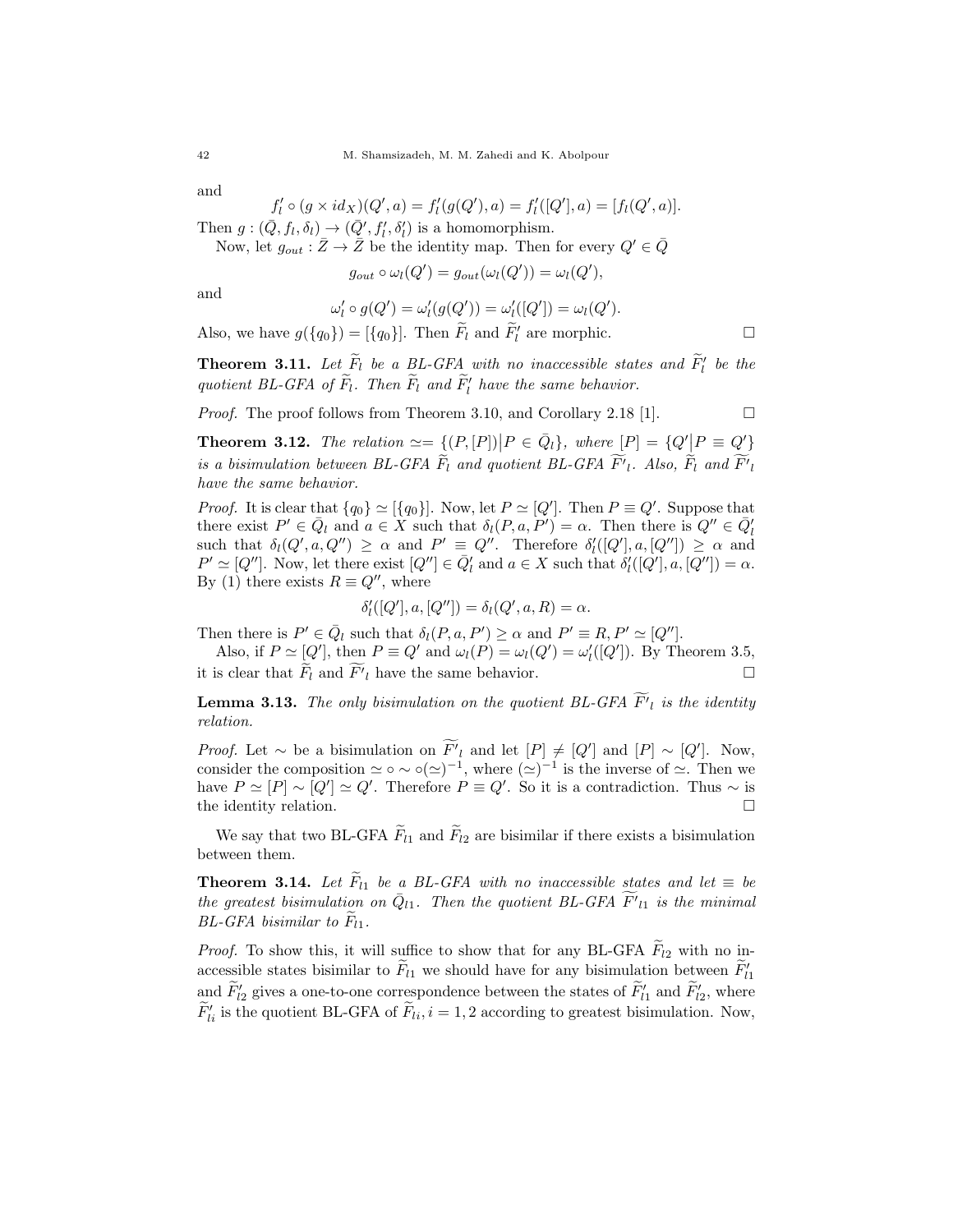and

$$f'_l \circ (g \times id_X)(Q', a) = f'_l(g(Q'), a) = f'_l([Q'], a) = [f_l(Q', a)].$$

Then $g : (\bar{Q}, f_l, \delta_l) \to (\bar{Q}', f'_l, \delta'_l)$ is a homomorphism.

Now, let $g_{out} : \bar{Z} \to \bar{Z}$ be the identity map. Then for every $Q' \in \bar{Q}$

$$g_{out} \circ \omega_l(Q') = g_{out}(\omega_l(Q')) = \omega_l(Q'),$$

and

$$\omega'_l \circ g(Q') = \omega'_l(g(Q')) = \omega'_l([Q']) = \omega_l(Q').$$

Also, we have $g(\{q_0\}) = [\{q_0\}]$. Then $\widetilde{F}_l$ and $\widetilde{F}'_l$ are morphic. $\square$

**Theorem 3.11.** *Let $\widetilde{F}_l$ be a BL-GFA with no inaccessible states and $\widetilde{F}'_l$ be the quotient BL-GFA of $\widetilde{F}_l$. Then $\widetilde{F}_l$ and $\widetilde{F}'_l$ have the same behavior.*

*Proof.* The proof follows from Theorem 3.10, and Corollary 2.18 [1]. $\square$

**Theorem 3.12.** *The relation $\simeq = \{(P, [P]) \big| P \in \bar{Q}_l\}$, where $[P] = \{Q' \big| P \equiv Q'\}$ is a bisimulation between BL-GFA $\widetilde{F}_l$ and quotient BL-GFA $\widetilde{F'}_l$. Also, $\widetilde{F}_l$ and $\widetilde{F'}_l$ have the same behavior.*

*Proof.* It is clear that $\{q_0\} \simeq [\{q_0\}]$. Now, let $P \simeq [Q']$. Then $P \equiv Q'$. Suppose that there exist $P' \in \bar{Q}_l$ and $a \in X$ such that $\delta_l(P, a, P') = \alpha$. Then there is $Q'' \in \bar{Q}'_l$ such that $\delta_l(Q', a, Q'') \geq \alpha$ and $P' \equiv Q''$. Therefore $\delta'_l([Q'], a, [Q'']) \geq \alpha$ and $P' \simeq [Q'']$. Now, let there exist $[Q''] \in \bar{Q}'_l$ and $a \in X$ such that $\delta'_l([Q'], a, [Q'']) = \alpha$. By (1) there exists $R \equiv Q''$, where

$$\delta'_l([Q'], a, [Q'']) = \delta_l(Q', a, R) = \alpha.$$

Then there is $P' \in \bar{Q}_l$ such that $\delta_l(P, a, P') \geq \alpha$ and $P' \equiv R, P' \simeq [Q'']$.

Also, if $P \simeq [Q']$, then $P \equiv Q'$ and $\omega_l(P) = \omega_l(Q') = \omega'_l([Q'])$. By Theorem 3.5, it is clear that $\widetilde{F}_l$ and $\widetilde{F'}_l$ have the same behavior. $\square$

**Lemma 3.13.** *The only bisimulation on the quotient BL-GFA $\widetilde{F'}_l$ is the identity relation.*

*Proof.* Let $\sim$ be a bisimulation on $\widetilde{F'}_l$ and let $[P] \neq [Q']$ and $[P] \sim [Q']$. Now, consider the composition $\simeq \circ \sim \circ (\simeq)^{-1}$, where $(\simeq)^{-1}$ is the inverse of $\simeq$. Then we have $P \simeq [P] \sim [Q'] \simeq Q'$. Therefore $P \equiv Q'$. So it is a contradiction. Thus $\sim$ is the identity relation. $\square$

We say that two BL-GFA $\widetilde{F}_{l1}$ and $\widetilde{F}_{l2}$ are bisimilar if there exists a bisimulation between them.

**Theorem 3.14.** *Let $\widetilde{F}_{l1}$ be a BL-GFA with no inaccessible states and let $\equiv$ be the greatest bisimulation on $\bar{Q}_{l1}$. Then the quotient BL-GFA $\widetilde{F'}_{l1}$ is the minimal BL-GFA bisimilar to $\widetilde{F}_{l1}$.*

*Proof.* To show this, it will suffice to show that for any BL-GFA $\widetilde{F}_{l2}$ with no inaccessible states bisimilar to $\widetilde{F}_{l1}$ we should have for any bisimulation between $\widetilde{F}'_{l1}$ and $\widetilde{F}'_{l2}$ gives a one-to-one correspondence between the states of $\widetilde{F}'_{l1}$ and $\widetilde{F}'_{l2}$, where $\widetilde{F}'_{li}$ is the quotient BL-GFA of $\widetilde{F}_{li}, i = 1, 2$ according to greatest bisimulation. Now,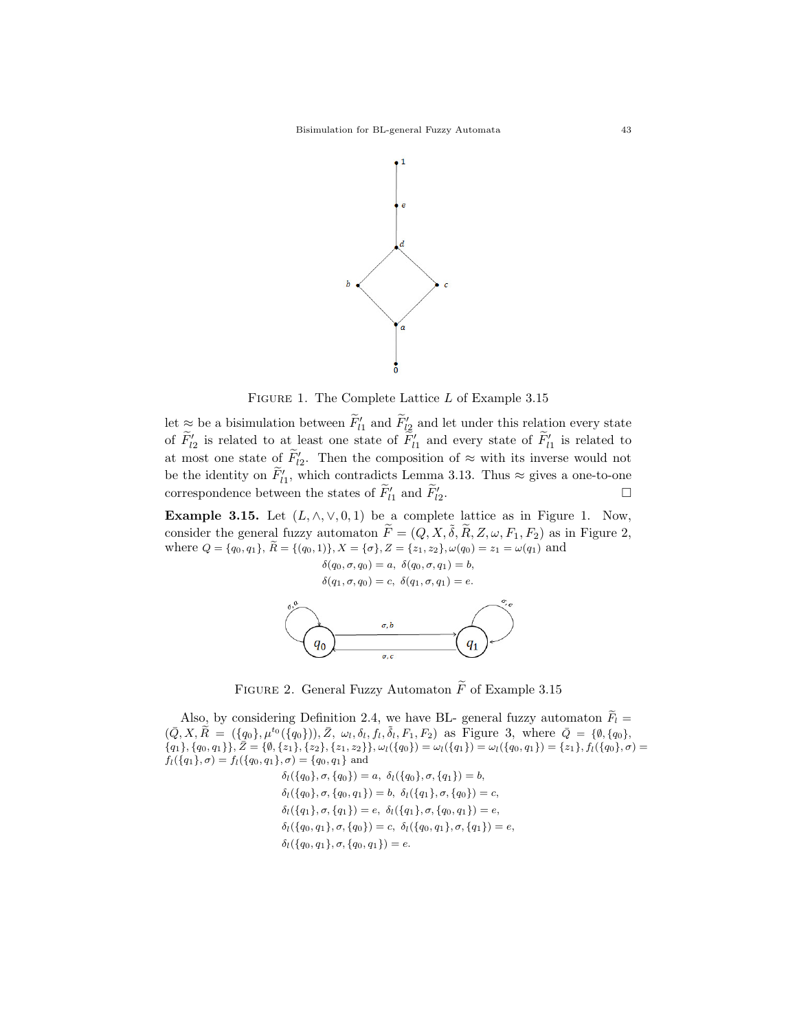FIGURE 1. The Complete Lattice $L$ of Example 3.15

let $\approx$ be a bisimulation between $\widetilde{F}'_{l1}$ and $\widetilde{F}'_{l2}$ and let under this relation every state of $\widetilde{F}'_{l2}$ is related to at least one state of $\widetilde{F}'_{l1}$ and every state of $\widetilde{F}'_{l1}$ is related to at most one state of $\widetilde{F}'_{l2}$. Then the composition of $\approx$ with its inverse would not be the identity on $\widetilde{F}'_{l1}$, which contradicts Lemma 3.13. Thus $\approx$ gives a one-to-one correspondence between the states of $\widetilde{F}'_{l1}$ and $\widetilde{F}'_{l2}$. $\square$

**Example 3.15.** Let $(L, \wedge, \vee, 0, 1)$ be a complete lattice as in Figure 1. Now, consider the general fuzzy automaton $\widetilde{F} = (Q, X, \tilde{\delta}, \widetilde{R}, Z, \omega, F_1, F_2)$ as in Figure 2, where $Q = \{q_0, q_1\}$, $\widetilde{R} = \{(q_0, 1)\}$, $X = \{\sigma\}$, $Z = \{z_1, z_2\}$, $\omega(q_0) = z_1 = \omega(q_1)$ and

$$\delta(q_0, \sigma, q_0) = a,\ \delta(q_0, \sigma, q_1) = b,$$
$$\delta(q_1, \sigma, q_0) = c,\ \delta(q_1, \sigma, q_1) = e.$$

FIGURE 2. General Fuzzy Automaton $\widetilde{F}$ of Example 3.15

Also, by considering Definition 2.4, we have BL- general fuzzy automaton $\widetilde{F}_l = (\bar{Q}, X, \widetilde{\bar{R}} = (\{q_0\}, \mu^{t_0}(\{q_0\})), \bar{Z},\ \omega_l, \delta_l, f_l, \tilde{\delta}_l, F_1, F_2)$ as Figure 3, where $\bar{Q} = \{\emptyset, \{q_0\}, \{q_1\}, \{q_0, q_1\}\}$, $\bar{Z} = \{\emptyset, \{z_1\}, \{z_2\}, \{z_1, z_2\}\}$, $\omega_l(\{q_0\}) = \omega_l(\{q_1\}) = \omega_l(\{q_0, q_1\}) = \{z_1\}$, $f_l(\{q_0\}, \sigma) = f_l(\{q_1\}, \sigma) = f_l(\{q_0, q_1\}, \sigma) = \{q_0, q_1\}$ and

$$\delta_l(\{q_0\}, \sigma, \{q_0\}) = a,\ \delta_l(\{q_0\}, \sigma, \{q_1\}) = b,$$
$$\delta_l(\{q_0\}, \sigma, \{q_0, q_1\}) = b,\ \delta_l(\{q_1\}, \sigma, \{q_0\}) = c,$$
$$\delta_l(\{q_1\}, \sigma, \{q_1\}) = e,\ \delta_l(\{q_1\}, \sigma, \{q_0, q_1\}) = e,$$
$$\delta_l(\{q_0, q_1\}, \sigma, \{q_0\}) = c,\ \delta_l(\{q_0, q_1\}, \sigma, \{q_1\}) = e,$$
$$\delta_l(\{q_0, q_1\}, \sigma, \{q_0, q_1\}) = e.$$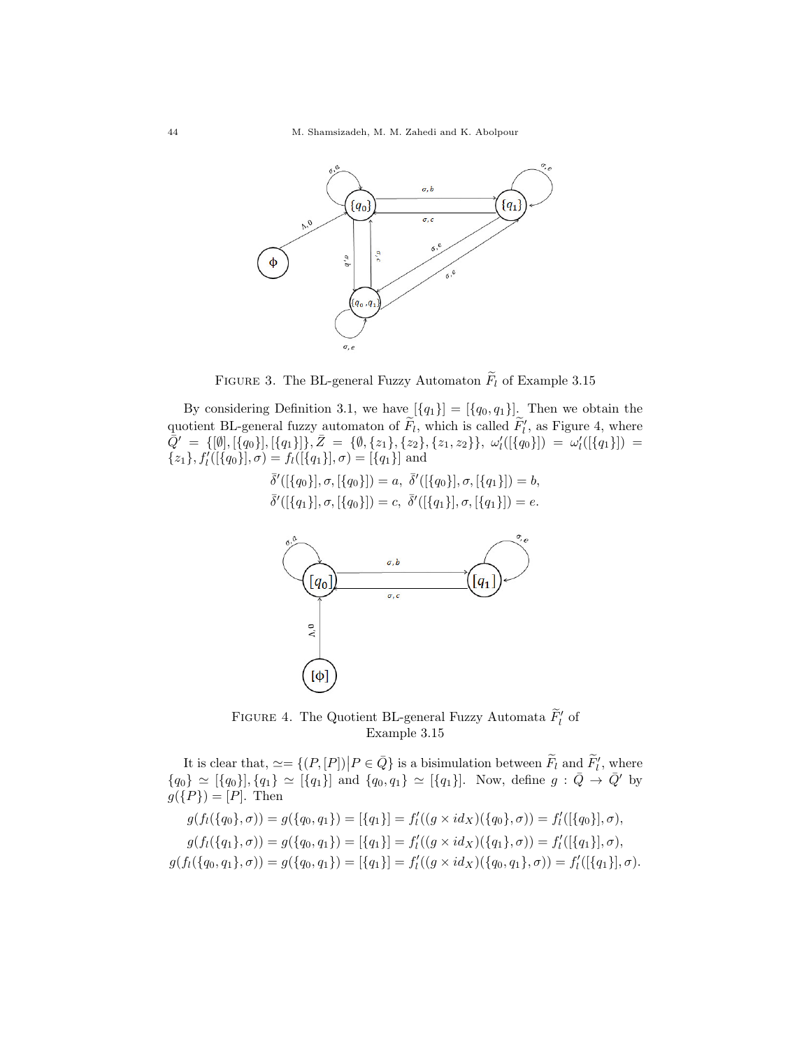FIGURE 3. The BL-general Fuzzy Automaton $\widetilde{F}_l$ of Example 3.15

By considering Definition 3.1, we have $[\{q_1\}] = [\{q_0, q_1\}]$. Then we obtain the quotient BL-general fuzzy automaton of $\widetilde{F}_l$, which is called $\widetilde{F}_l'$, as Figure 4, where $\bar{Q}' = \{[\emptyset], [\{q_0\}], [\{q_1\}]\}, \bar{Z} = \{\emptyset, \{z_1\}, \{z_2\}, \{z_1, z_2\}\}$, $\omega_l'([\{q_0\}]) = \omega_l'([\{q_1\}]) = \{z_1\}$, $f_l'([\{q_0\}], \sigma) = f_l([\{q_1\}], \sigma) = [\{q_1\}]$ and

$$\bar{\delta}'([\{q_0\}], \sigma, [\{q_0\}]) = a, \ \bar{\delta}'([\{q_0\}], \sigma, [\{q_1\}]) = b,$$
$$\bar{\delta}'([\{q_1\}], \sigma, [\{q_0\}]) = c, \ \bar{\delta}'([\{q_1\}], \sigma, [\{q_1\}]) = e.$$

FIGURE 4. The Quotient BL-general Fuzzy Automata $\widetilde{F}_l'$ of Example 3.15

It is clear that, $\simeq = \{(P, [P]) \big| P \in \bar{Q}\}$ is a bisimulation between $\widetilde{F}_l$ and $\widetilde{F}_l'$, where $\{q_0\} \simeq [\{q_0\}], \{q_1\} \simeq [\{q_1\}]$ and $\{q_0, q_1\} \simeq [\{q_1\}]$. Now, define $g : \bar{Q} \to \bar{Q}'$ by $g(\{P\}) = [P]$. Then

$$g(f_l(\{q_0\}, \sigma)) = g(\{q_0, q_1\}) = [\{q_1\}] = f_l'((g \times id_X)(\{q_0\}, \sigma)) = f_l'([\{q_0\}], \sigma),$$
$$g(f_l(\{q_1\}, \sigma)) = g(\{q_0, q_1\}) = [\{q_1\}] = f_l'((g \times id_X)(\{q_1\}, \sigma)) = f_l'([\{q_1\}], \sigma),$$
$$g(f_l(\{q_0, q_1\}, \sigma)) = g(\{q_0, q_1\}) = [\{q_1\}] = f_l'((g \times id_X)(\{q_0, q_1\}, \sigma)) = f_l'([\{q_1\}], \sigma).$$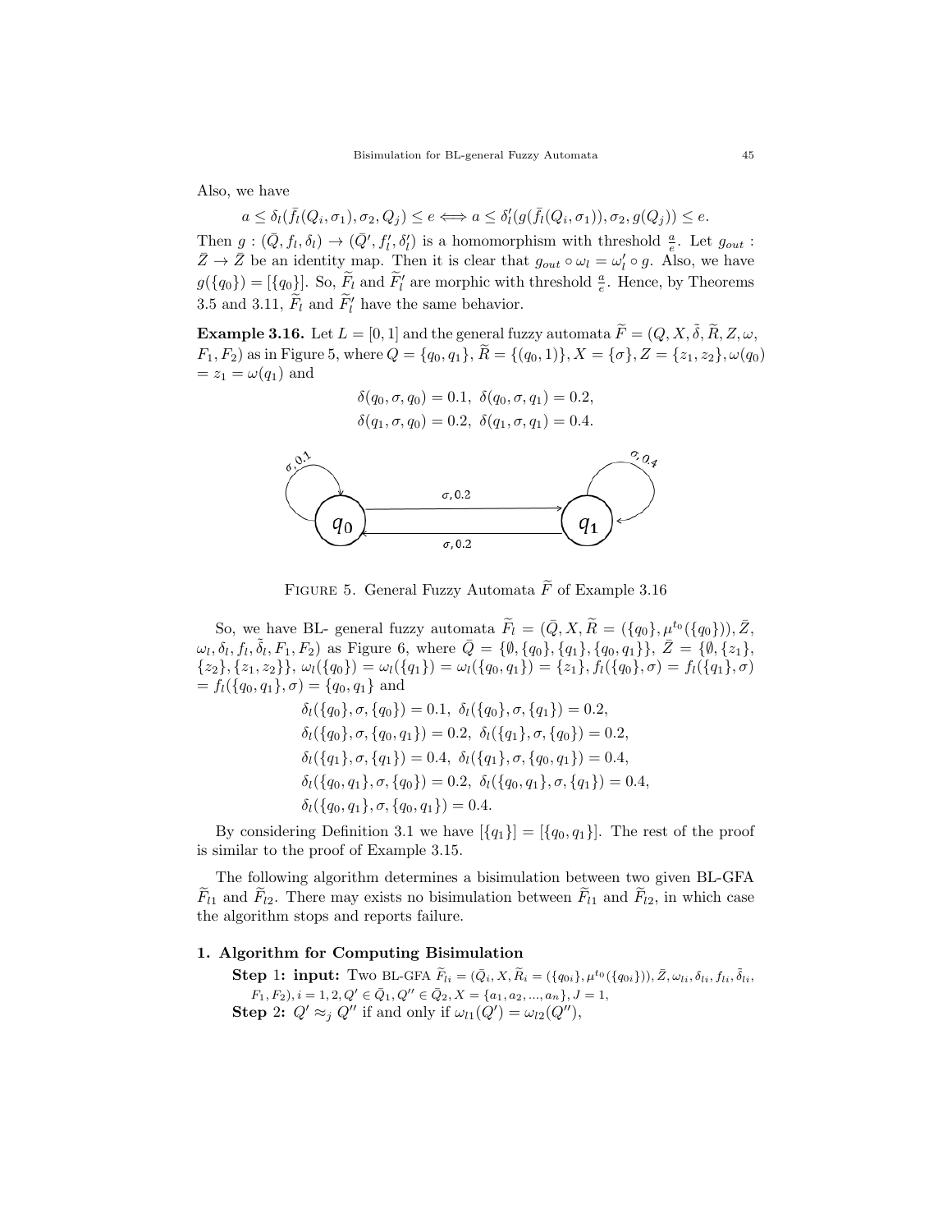Also, we have

$$a \leq \delta_l(\bar{f}_l(Q_i, \sigma_1), \sigma_2, Q_j) \leq e \Longleftrightarrow a \leq \delta_l'(g(\bar{f}_l(Q_i, \sigma_1)), \sigma_2, g(Q_j)) \leq e.$$

Then $g : (\bar{Q}, f_l, \delta_l) \to (\bar{Q}', f_l', \delta_l')$ is a homomorphism with threshold $\frac{a}{e}$. Let $g_{out} : \bar{Z} \to \bar{Z}$ be an identity map. Then it is clear that $g_{out} \circ \omega_l = \omega_l' \circ g$. Also, we have $g(\{q_0\}) = [\{q_0\}]$. So, $\widetilde{F}_l$ and $\widetilde{F}_l'$ are morphic with threshold $\frac{a}{e}$. Hence, by Theorems 3.5 and 3.11, $\widetilde{F}_l$ and $\widetilde{F}_l'$ have the same behavior.

**Example 3.16.** Let $L = [0, 1]$ and the general fuzzy automata $\widetilde{F} = (Q, X, \tilde{\delta}, \widetilde{R}, Z, \omega, F_1, F_2)$ as in Figure 5, where $Q = \{q_0, q_1\}$, $\widetilde{R} = \{(q_0, 1)\}$, $X = \{\sigma\}$, $Z = \{z_1, z_2\}$, $\omega(q_0) = z_1 = \omega(q_1)$ and

$$\delta(q_0, \sigma, q_0) = 0.1,\ \delta(q_0, \sigma, q_1) = 0.2,$$
$$\delta(q_1, \sigma, q_0) = 0.2,\ \delta(q_1, \sigma, q_1) = 0.4.$$

FIGURE 5. General Fuzzy Automata $\widetilde{F}$ of Example 3.16

So, we have BL- general fuzzy automata $\widetilde{F}_l = (\bar{Q}, X, \widetilde{R} = (\{q_0\}, \mu^{t_0}(\{q_0\})), \bar{Z}, \omega_l, \delta_l, f_l, \tilde{\delta}_l, F_1, F_2)$ as Figure 6, where $\bar{Q} = \{\emptyset, \{q_0\}, \{q_1\}, \{q_0, q_1\}\}$, $\bar{Z} = \{\emptyset, \{z_1\}, \{z_2\}, \{z_1, z_2\}\}$, $\omega_l(\{q_0\}) = \omega_l(\{q_1\}) = \omega_l(\{q_0, q_1\}) = \{z_1\}$, $f_l(\{q_0\}, \sigma) = f_l(\{q_1\}, \sigma) = f_l(\{q_0, q_1\}, \sigma) = \{q_0, q_1\}$ and

$$\delta_l(\{q_0\}, \sigma, \{q_0\}) = 0.1,\ \delta_l(\{q_0\}, \sigma, \{q_1\}) = 0.2,$$
$$\delta_l(\{q_0\}, \sigma, \{q_0, q_1\}) = 0.2,\ \delta_l(\{q_1\}, \sigma, \{q_0\}) = 0.2,$$
$$\delta_l(\{q_1\}, \sigma, \{q_1\}) = 0.4,\ \delta_l(\{q_1\}, \sigma, \{q_0, q_1\}) = 0.4,$$
$$\delta_l(\{q_0, q_1\}, \sigma, \{q_0\}) = 0.2,\ \delta_l(\{q_0, q_1\}, \sigma, \{q_1\}) = 0.4,$$
$$\delta_l(\{q_0, q_1\}, \sigma, \{q_0, q_1\}) = 0.4.$$

By considering Definition 3.1 we have $[\{q_1\}] = [\{q_0, q_1\}]$. The rest of the proof is similar to the proof of Example 3.15.

The following algorithm determines a bisimulation between two given BL-GFA $\widetilde{F}_{l1}$ and $\widetilde{F}_{l2}$. There may exists no bisimulation between $\widetilde{F}_{l1}$ and $\widetilde{F}_{l2}$, in which case the algorithm stops and reports failure.

## 1. Algorithm for Computing Bisimulation

**Step 1: input:** Two BL-GFA $\widetilde{F}_{li} = (\bar{Q}_i, X, \widetilde{R}_i = (\{q_{0i}\}, \mu^{t_0}(\{q_{0i}\})), \bar{Z}, \omega_{li}, \delta_{li}, f_{li}, \tilde{\delta}_{li}, F_1, F_2), i = 1, 2, Q' \in \bar{Q}_1, Q'' \in \bar{Q}_2, X = \{a_1, a_2, ..., a_n\}, J = 1$,

**Step 2:** $Q' \approx_j Q''$ if and only if $\omega_{l1}(Q') = \omega_{l2}(Q'')$,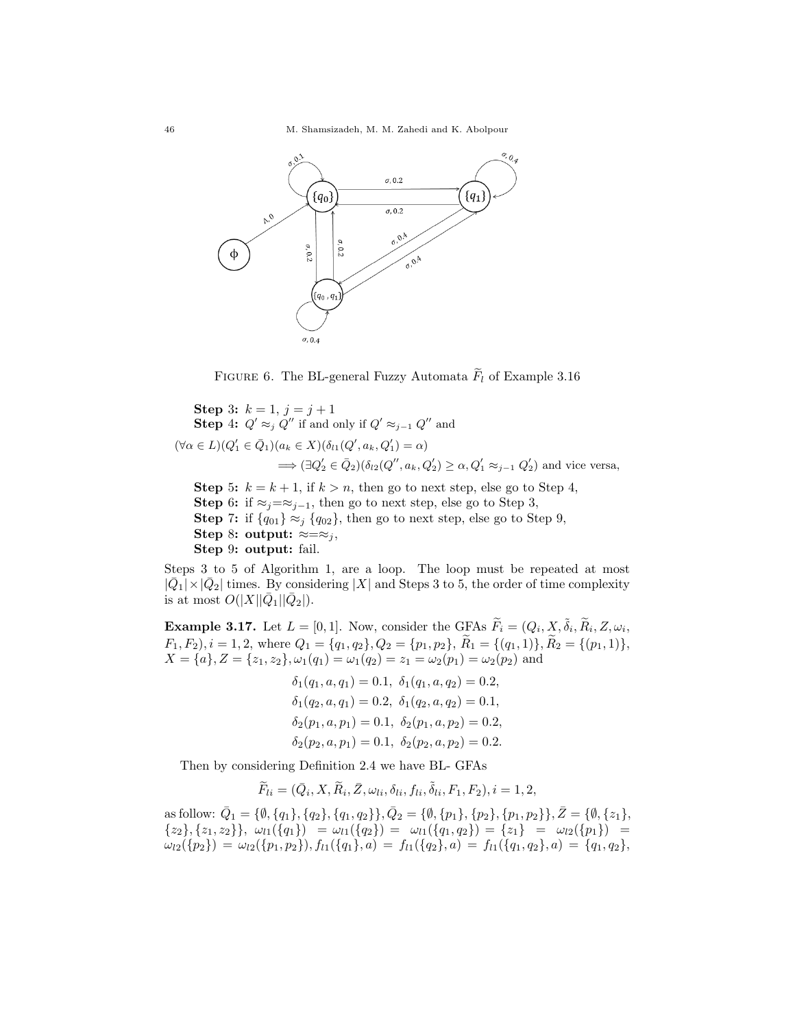FIGURE 6. The BL-general Fuzzy Automata $\widetilde{F}_l$ of Example 3.16

**Step 3:** $k = 1$, $j = j + 1$

**Step 4:** $Q' \approx_j Q''$ if and only if $Q' \approx_{j-1} Q''$ and

$$(\forall \alpha \in L)(Q'_1 \in \bar{Q}_1)(a_k \in X)(\delta_{l1}(Q', a_k, Q'_1) = \alpha)$$
$$\Longrightarrow (\exists Q'_2 \in \bar{Q}_2)(\delta_{l2}(Q'', a_k, Q'_2) \geq \alpha, Q'_1 \approx_{j-1} Q'_2) \text{ and vice versa,}$$

**Step 5:** $k = k + 1$, if $k > n$, then go to next step, else go to Step 4,

**Step 6:** if $\approx_j = \approx_{j-1}$, then go to next step, else go to Step 3,

**Step 7:** if $\{q_{01}\} \approx_j \{q_{02}\}$, then go to next step, else go to Step 9,

**Step 8:** **output:** $\approx = \approx_j$,

**Step 9:** **output:** fail.

Steps 3 to 5 of Algorithm 1, are a loop. The loop must be repeated at most $|\bar{Q}_1| \times |\bar{Q}_2|$ times. By considering $|X|$ and Steps 3 to 5, the order of time complexity is at most $O(|X||\bar{Q}_1||\bar{Q}_2|)$.

**Example 3.17.** Let $L = [0, 1]$. Now, consider the GFAs $\widetilde{F}_i = (Q_i, X, \tilde{\delta}_i, \widetilde{R}_i, Z, \omega_i, F_1, F_2), i = 1, 2$, where $Q_1 = \{q_1, q_2\}, Q_2 = \{p_1, p_2\}$, $\widetilde{R}_1 = \{(q_1, 1)\}, \widetilde{R}_2 = \{(p_1, 1)\}$, $X = \{a\}, Z = \{z_1, z_2\}, \omega_1(q_1) = \omega_1(q_2) = z_1 = \omega_2(p_1) = \omega_2(p_2)$ and

$$\delta_1(q_1, a, q_1) = 0.1,\ \delta_1(q_1, a, q_2) = 0.2,$$
$$\delta_1(q_2, a, q_1) = 0.2,\ \delta_1(q_2, a, q_2) = 0.1,$$
$$\delta_2(p_1, a, p_1) = 0.1,\ \delta_2(p_1, a, p_2) = 0.2,$$
$$\delta_2(p_2, a, p_1) = 0.1,\ \delta_2(p_2, a, p_2) = 0.2.$$

Then by considering Definition 2.4 we have BL- GFAs

$$\widetilde{F}_{li} = (\bar{Q}_i, X, \widetilde{R}_i, \bar{Z}, \omega_{li}, \delta_{li}, f_{li}, \tilde{\delta}_{li}, F_1, F_2), i = 1, 2,$$

as follow: $\bar{Q}_1 = \{\emptyset, \{q_1\}, \{q_2\}, \{q_1, q_2\}\}, \bar{Q}_2 = \{\emptyset, \{p_1\}, \{p_2\}, \{p_1, p_2\}\}, \bar{Z} = \{\emptyset, \{z_1\}, \{z_2\}, \{z_1, z_2\}\}$, $\omega_{l1}(\{q_1\}) = \omega_{l1}(\{q_2\}) = \omega_{l1}(\{q_1, q_2\}) = \{z_1\} = \omega_{l2}(\{p_1\}) = \omega_{l2}(\{p_2\}) = \omega_{l2}(\{p_1, p_2\}), f_{l1}(\{q_1\}, a) = f_{l1}(\{q_2\}, a) = f_{l1}(\{q_1, q_2\}, a) = \{q_1, q_2\}$,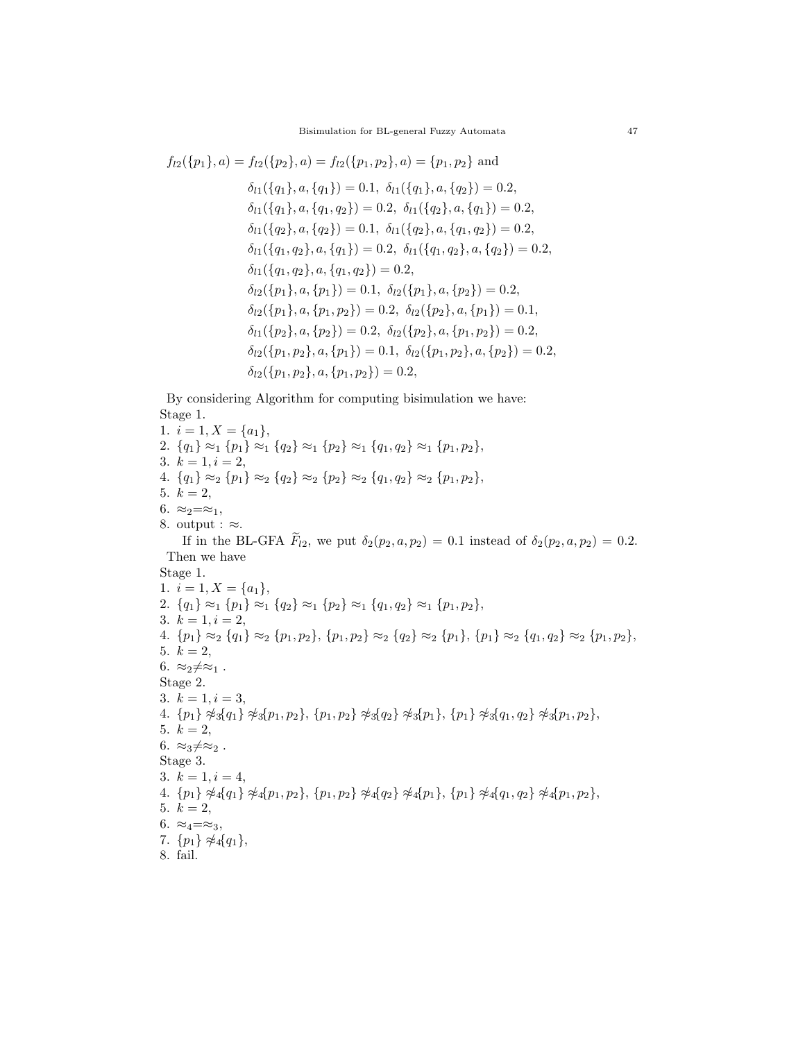$f_{l2}(\{p_1\}, a) = f_{l2}(\{p_2\}, a) = f_{l2}(\{p_1, p_2\}, a) = \{p_1, p_2\}$ and

$$
\begin{aligned}
&\delta_{l1}(\{q_1\}, a, \{q_1\}) = 0.1,\ \delta_{l1}(\{q_1\}, a, \{q_2\}) = 0.2,\\
&\delta_{l1}(\{q_1\}, a, \{q_1, q_2\}) = 0.2,\ \delta_{l1}(\{q_2\}, a, \{q_1\}) = 0.2,\\
&\delta_{l1}(\{q_2\}, a, \{q_2\}) = 0.1,\ \delta_{l1}(\{q_2\}, a, \{q_1, q_2\}) = 0.2,\\
&\delta_{l1}(\{q_1, q_2\}, a, \{q_1\}) = 0.2,\ \delta_{l1}(\{q_1, q_2\}, a, \{q_2\}) = 0.2,\\
&\delta_{l1}(\{q_1, q_2\}, a, \{q_1, q_2\}) = 0.2,\\
&\delta_{l2}(\{p_1\}, a, \{p_1\}) = 0.1,\ \delta_{l2}(\{p_1\}, a, \{p_2\}) = 0.2,\\
&\delta_{l2}(\{p_1\}, a, \{p_1, p_2\}) = 0.2,\ \delta_{l2}(\{p_2\}, a, \{p_1\}) = 0.1,\\
&\delta_{l1}(\{p_2\}, a, \{p_2\}) = 0.2,\ \delta_{l2}(\{p_2\}, a, \{p_1, p_2\}) = 0.2,\\
&\delta_{l2}(\{p_1, p_2\}, a, \{p_1\}) = 0.1,\ \delta_{l2}(\{p_1, p_2\}, a, \{p_2\}) = 0.2,\\
&\delta_{l2}(\{p_1, p_2\}, a, \{p_1, p_2\}) = 0.2,
\end{aligned}
$$

By considering Algorithm for computing bisimulation we have:
Stage 1.
1. $i = 1, X = \{a_1\}$,
2. $\{q_1\} \approx_1 \{p_1\} \approx_1 \{q_2\} \approx_1 \{p_2\} \approx_1 \{q_1, q_2\} \approx_1 \{p_1, p_2\}$,
3. $k = 1, i = 2$,
4. $\{q_1\} \approx_2 \{p_1\} \approx_2 \{q_2\} \approx_2 \{p_2\} \approx_2 \{q_1, q_2\} \approx_2 \{p_1, p_2\}$,
5. $k = 2$,
6. $\approx_2 = \approx_1$,
8. output : $\approx$.

If in the BL-GFA $\widetilde{F}_{l2}$, we put $\delta_2(p_2, a, p_2) = 0.1$ instead of $\delta_2(p_2, a, p_2) = 0.2$. Then we have
Stage 1.
1. $i = 1, X = \{a_1\}$,
2. $\{q_1\} \approx_1 \{p_1\} \approx_1 \{q_2\} \approx_1 \{p_2\} \approx_1 \{q_1, q_2\} \approx_1 \{p_1, p_2\}$,
3. $k = 1, i = 2$,
4. $\{p_1\} \approx_2 \{q_1\} \approx_2 \{p_1, p_2\}$, $\{p_1, p_2\} \approx_2 \{q_2\} \approx_2 \{p_1\}$, $\{p_1\} \approx_2 \{q_1, q_2\} \approx_2 \{p_1, p_2\}$,
5. $k = 2$,
6. $\approx_2 \neq \approx_1$ .
Stage 2.
3. $k = 1, i = 3$,
4. $\{p_1\} \not\approx_3 \{q_1\} \not\approx_3 \{p_1, p_2\}$, $\{p_1, p_2\} \not\approx_3 \{q_2\} \not\approx_3 \{p_1\}$, $\{p_1\} \not\approx_3 \{q_1, q_2\} \not\approx_3 \{p_1, p_2\}$,
5. $k = 2$,
6. $\approx_3 \neq \approx_2$ .
Stage 3.
3. $k = 1, i = 4$,
4. $\{p_1\} \not\approx_4 \{q_1\} \not\approx_4 \{p_1, p_2\}$, $\{p_1, p_2\} \not\approx_4 \{q_2\} \not\approx_4 \{p_1\}$, $\{p_1\} \not\approx_4 \{q_1, q_2\} \not\approx_4 \{p_1, p_2\}$,
5. $k = 2$,
6. $\approx_4 = \approx_3$,
7. $\{p_1\} \not\approx_4 \{q_1\}$,
8. fail.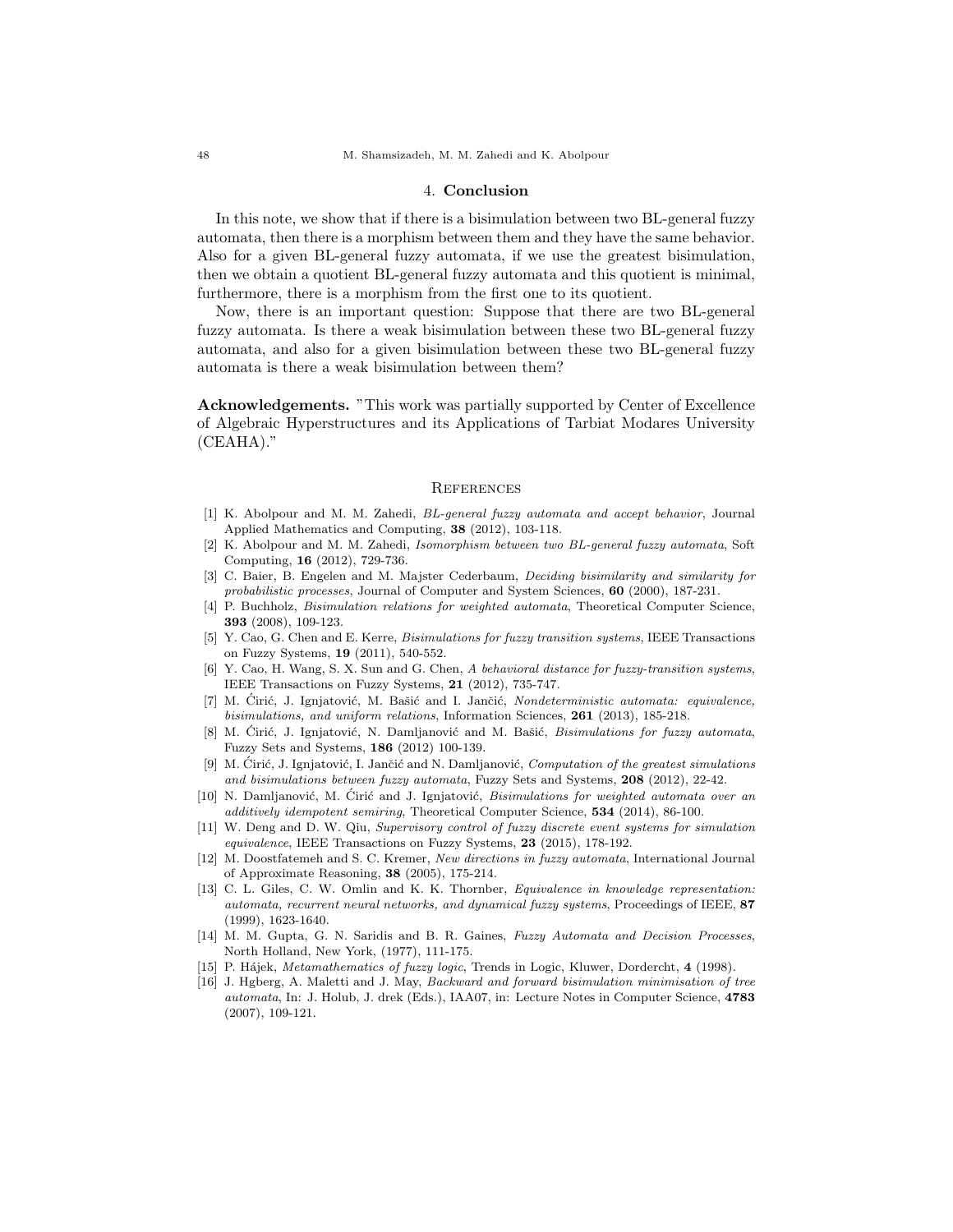## 4. **Conclusion**

In this note, we show that if there is a bisimulation between two BL-general fuzzy automata, then there is a morphism between them and they have the same behavior. Also for a given BL-general fuzzy automata, if we use the greatest bisimulation, then we obtain a quotient BL-general fuzzy automata and this quotient is minimal, furthermore, there is a morphism from the first one to its quotient.

Now, there is an important question: Suppose that there are two BL-general fuzzy automata. Is there a weak bisimulation between these two BL-general fuzzy automata, and also for a given bisimulation between these two BL-general fuzzy automata is there a weak bisimulation between them?

**Acknowledgements.** "This work was partially supported by Center of Excellence of Algebraic Hyperstructures and its Applications of Tarbiat Modares University (CEAHA)."

## References

[1] K. Abolpour and M. M. Zahedi, *BL-general fuzzy automata and accept behavior*, Journal Applied Mathematics and Computing, **38** (2012), 103-118.

[2] K. Abolpour and M. M. Zahedi, *Isomorphism between two BL-general fuzzy automata*, Soft Computing, **16** (2012), 729-736.

[3] C. Baier, B. Engelen and M. Majster Cederbaum, *Deciding bisimilarity and similarity for probabilistic processes*, Journal of Computer and System Sciences, **60** (2000), 187-231.

[4] P. Buchholz, *Bisimulation relations for weighted automata*, Theoretical Computer Science, **393** (2008), 109-123.

[5] Y. Cao, G. Chen and E. Kerre, *Bisimulations for fuzzy transition systems*, IEEE Transactions on Fuzzy Systems, **19** (2011), 540-552.

[6] Y. Cao, H. Wang, S. X. Sun and G. Chen, *A behavioral distance for fuzzy-transition systems*, IEEE Transactions on Fuzzy Systems, **21** (2012), 735-747.

[7] M. Ćirić, J. Ignjatović, M. Bašić and I. Jančić, *Nondeterministic automata: equivalence, bisimulations, and uniform relations*, Information Sciences, **261** (2013), 185-218.

[8] M. Ćirić, J. Ignjatović, N. Damljanović and M. Bašić, *Bisimulations for fuzzy automata*, Fuzzy Sets and Systems, **186** (2012) 100-139.

[9] M. Ćirić, J. Ignjatović, I. Jančić and N. Damljanović, *Computation of the greatest simulations and bisimulations between fuzzy automata*, Fuzzy Sets and Systems, **208** (2012), 22-42.

[10] N. Damljanović, M. Ćirić and J. Ignjatović, *Bisimulations for weighted automata over an additively idempotent semiring*, Theoretical Computer Science, **534** (2014), 86-100.

[11] W. Deng and D. W. Qiu, *Supervisory control of fuzzy discrete event systems for simulation equivalence*, IEEE Transactions on Fuzzy Systems, **23** (2015), 178-192.

[12] M. Doostfatemeh and S. C. Kremer, *New directions in fuzzy automata*, International Journal of Approximate Reasoning, **38** (2005), 175-214.

[13] C. L. Giles, C. W. Omlin and K. K. Thornber, *Equivalence in knowledge representation: automata, recurrent neural networks, and dynamical fuzzy systems*, Proceedings of IEEE, **87** (1999), 1623-1640.

[14] M. M. Gupta, G. N. Saridis and B. R. Gaines, *Fuzzy Automata and Decision Processes*, North Holland, New York, (1977), 111-175.

[15] P. Hájek, *Metamathematics of fuzzy logic*, Trends in Logic, Kluwer, Dordercht, **4** (1998).

[16] J. Hgberg, A. Maletti and J. May, *Backward and forward bisimulation minimisation of tree automata*, In: J. Holub, J. drek (Eds.), IAA07, in: Lecture Notes in Computer Science, **4783** (2007), 109-121.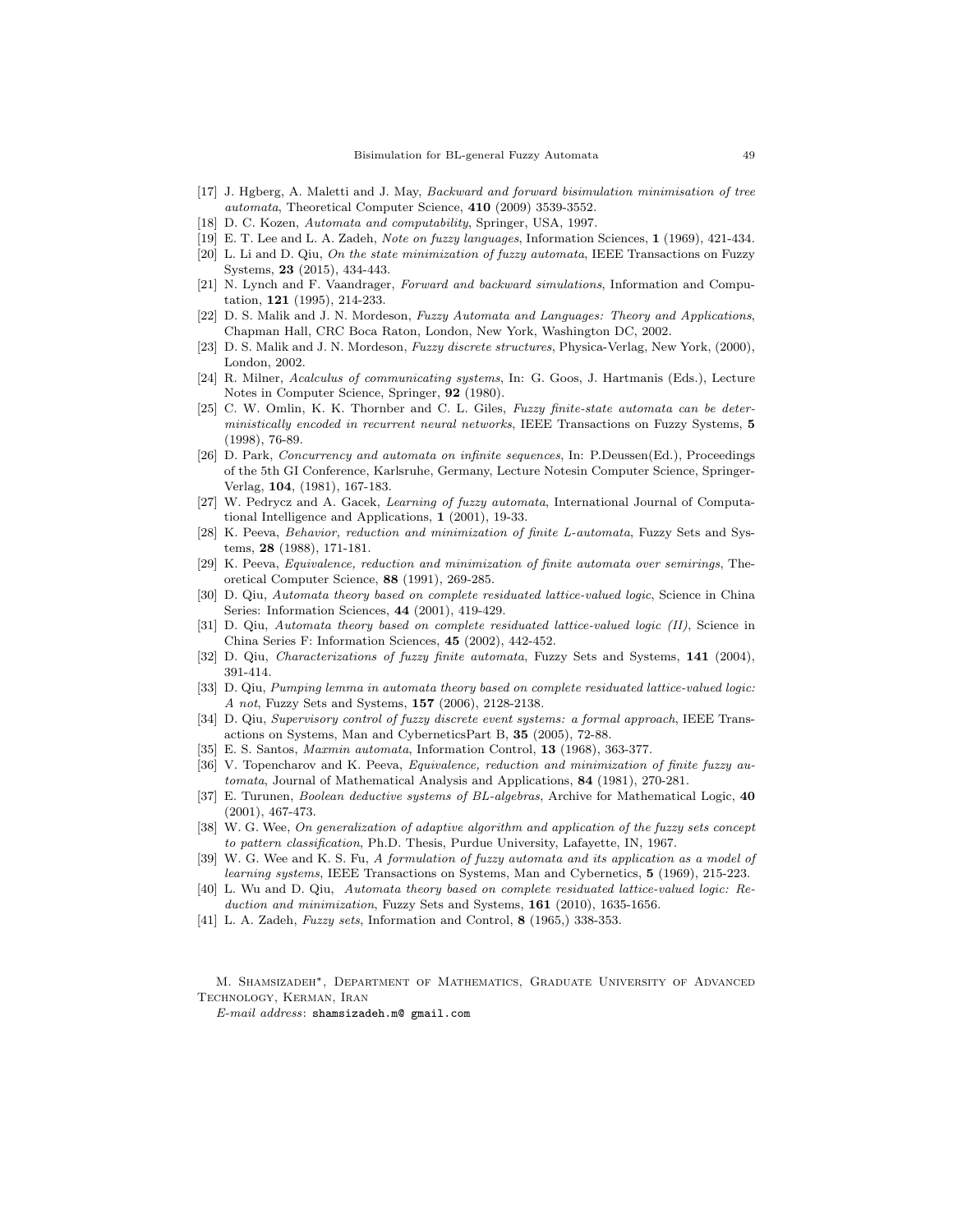[17] J. Hgberg, A. Maletti and J. May, *Backward and forward bisimulation minimisation of tree automata*, Theoretical Computer Science, **410** (2009) 3539-3552.

[18] D. C. Kozen, *Automata and computability*, Springer, USA, 1997.

[19] E. T. Lee and L. A. Zadeh, *Note on fuzzy languages*, Information Sciences, **1** (1969), 421-434.

[20] L. Li and D. Qiu, *On the state minimization of fuzzy automata*, IEEE Transactions on Fuzzy Systems, **23** (2015), 434-443.

[21] N. Lynch and F. Vaandrager, *Forward and backward simulations*, Information and Computation, **121** (1995), 214-233.

[22] D. S. Malik and J. N. Mordeson, *Fuzzy Automata and Languages: Theory and Applications*, Chapman Hall, CRC Boca Raton, London, New York, Washington DC, 2002.

[23] D. S. Malik and J. N. Mordeson, *Fuzzy discrete structures*, Physica-Verlag, New York, (2000), London, 2002.

[24] R. Milner, *Acalculus of communicating systems*, In: G. Goos, J. Hartmanis (Eds.), Lecture Notes in Computer Science, Springer, **92** (1980).

[25] C. W. Omlin, K. K. Thornber and C. L. Giles, *Fuzzy finite-state automata can be deterministically encoded in recurrent neural networks*, IEEE Transactions on Fuzzy Systems, **5** (1998), 76-89.

[26] D. Park, *Concurrency and automata on infinite sequences*, In: P.Deussen(Ed.), Proceedings of the 5th GI Conference, Karlsruhe, Germany, Lecture Notesin Computer Science, Springer-Verlag, **104**, (1981), 167-183.

[27] W. Pedrycz and A. Gacek, *Learning of fuzzy automata*, International Journal of Computational Intelligence and Applications, **1** (2001), 19-33.

[28] K. Peeva, *Behavior, reduction and minimization of finite L-automata*, Fuzzy Sets and Systems, **28** (1988), 171-181.

[29] K. Peeva, *Equivalence, reduction and minimization of finite automata over semirings*, Theoretical Computer Science, **88** (1991), 269-285.

[30] D. Qiu, *Automata theory based on complete residuated lattice-valued logic*, Science in China Series: Information Sciences, **44** (2001), 419-429.

[31] D. Qiu, *Automata theory based on complete residuated lattice-valued logic (II)*, Science in China Series F: Information Sciences, **45** (2002), 442-452.

[32] D. Qiu, *Characterizations of fuzzy finite automata*, Fuzzy Sets and Systems, **141** (2004), 391-414.

[33] D. Qiu, *Pumping lemma in automata theory based on complete residuated lattice-valued logic: A not*, Fuzzy Sets and Systems, **157** (2006), 2128-2138.

[34] D. Qiu, *Supervisory control of fuzzy discrete event systems: a formal approach*, IEEE Transactions on Systems, Man and CyberneticsPart B, **35** (2005), 72-88.

[35] E. S. Santos, *Maxmin automata*, Information Control, **13** (1968), 363-377.

[36] V. Topencharov and K. Peeva, *Equivalence, reduction and minimization of finite fuzzy automata*, Journal of Mathematical Analysis and Applications, **84** (1981), 270-281.

[37] E. Turunen, *Boolean deductive systems of BL-algebras*, Archive for Mathematical Logic, **40** (2001), 467-473.

[38] W. G. Wee, *On generalization of adaptive algorithm and application of the fuzzy sets concept to pattern classification*, Ph.D. Thesis, Purdue University, Lafayette, IN, 1967.

[39] W. G. Wee and K. S. Fu, *A formulation of fuzzy automata and its application as a model of learning systems*, IEEE Transactions on Systems, Man and Cybernetics, **5** (1969), 215-223.

[40] L. Wu and D. Qiu, *Automata theory based on complete residuated lattice-valued logic: Reduction and minimization*, Fuzzy Sets and Systems, **161** (2010), 1635-1656.

[41] L. A. Zadeh, *Fuzzy sets*, Information and Control, **8** (1965,) 338-353.

M. Shamsizadeh*, Department of Mathematics, Graduate University of Advanced Technology, Kerman, Iran

*E-mail address*: `shamsizadeh.m@ gmail.com`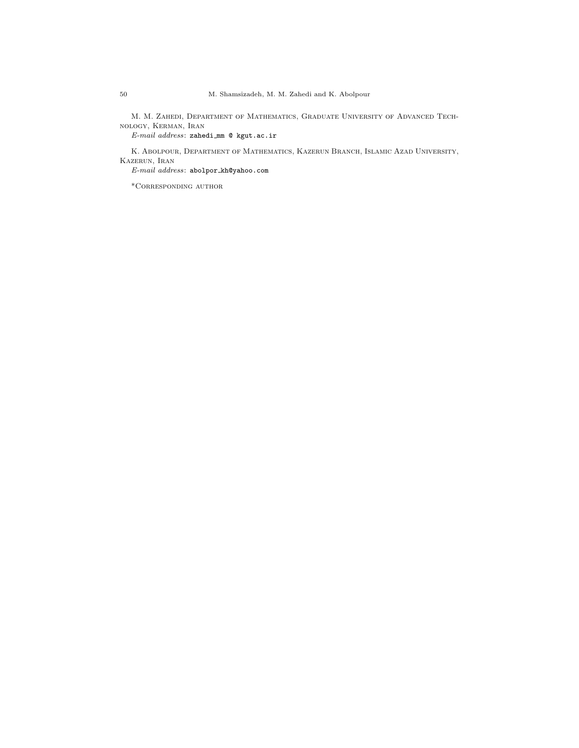M. M. Zahedi, Department of Mathematics, Graduate University of Advanced Technology, Kerman, Iran

*E-mail address*: zahedi_mm @ kgut.ac.ir

K. Abolpour, Department of Mathematics, Kazerun Branch, Islamic Azad University, Kazerun, Iran

*E-mail address*: abolpor_kh@yahoo.com

*Corresponding author